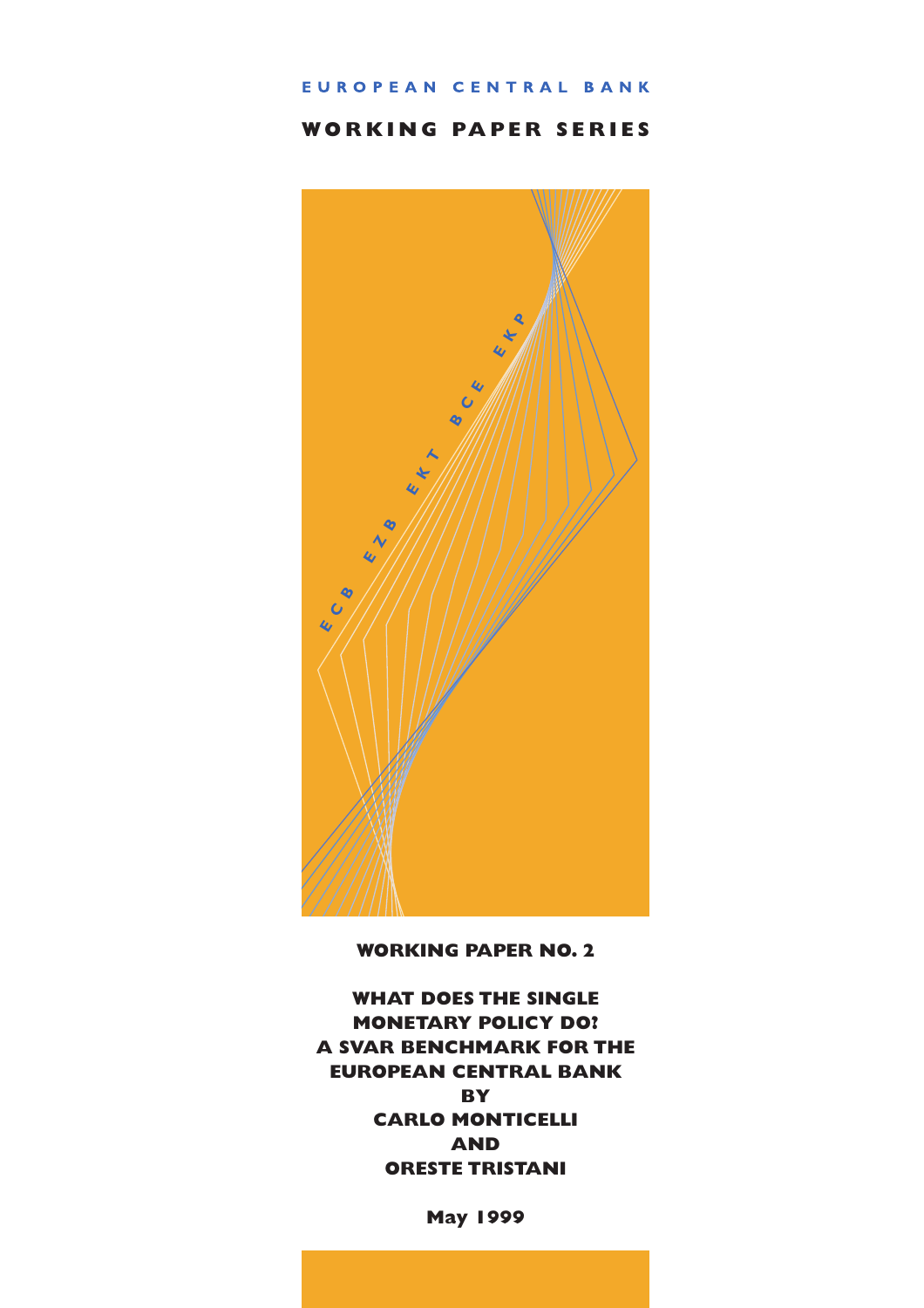**EUROPEAN CENTRAL BANK**

**WORKING PAPER SERIES**

E C B   E Z B   E K T   B C E   E K P

**WORKING PAPER NO. 2**

# WHAT DOES THE SINGLE MONETARY POLICY DO? A SVAR BENCHMARK FOR THE EUROPEAN CENTRAL BANK

**BY**

**CARLO MONTICELLI**

**AND**

**ORESTE TRISTANI**

**May 1999**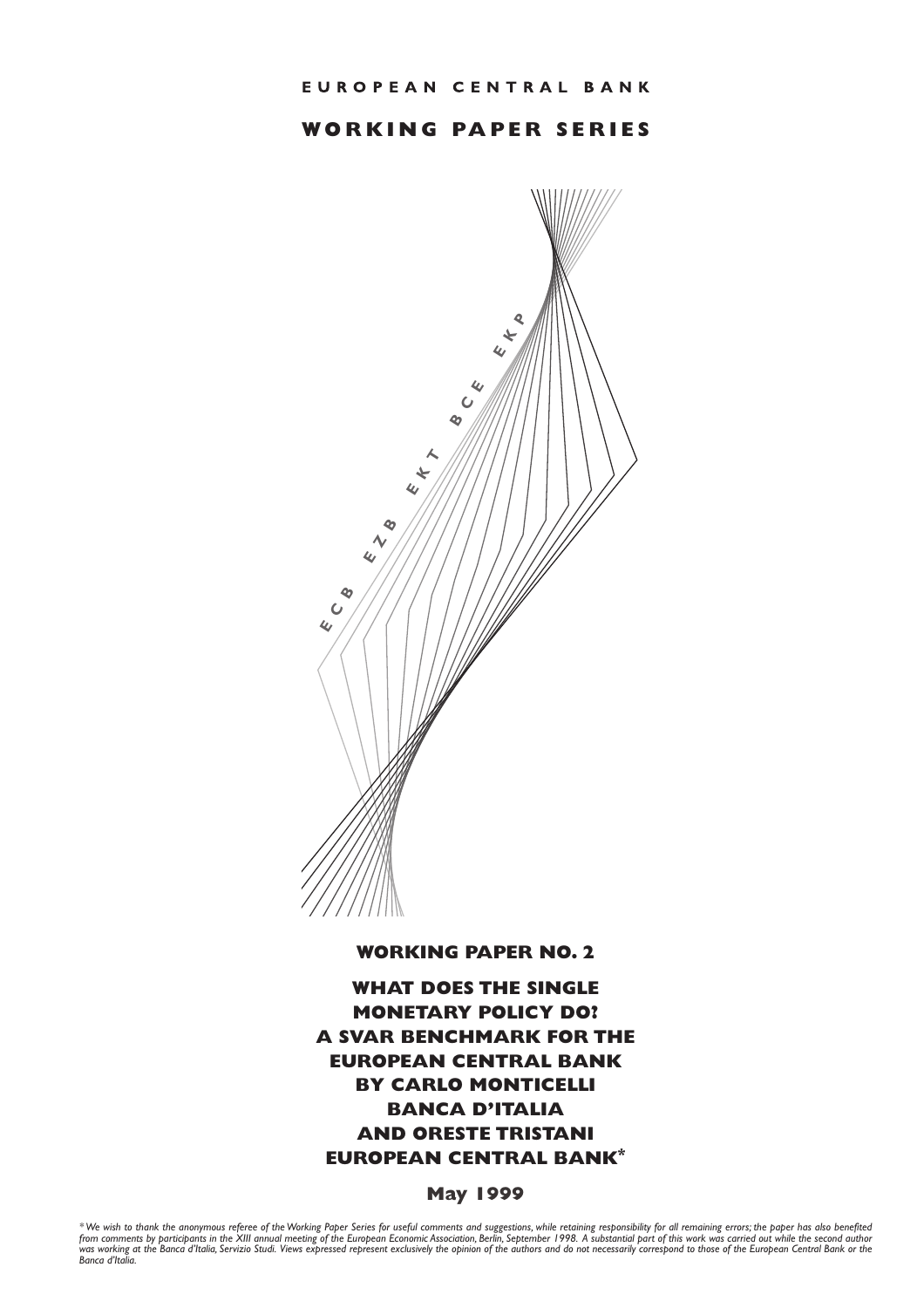# EUROPEAN CENTRAL BANK

## WORKING PAPER SERIES

E C B   E Z B   E K T   B C E   E K P

**WORKING PAPER NO. 2**

**WHAT DOES THE SINGLE MONETARY POLICY DO? A SVAR BENCHMARK FOR THE EUROPEAN CENTRAL BANK BY CARLO MONTICELLI BANCA D'ITALIA AND ORESTE TRISTANI EUROPEAN CENTRAL BANK***

**May 1999**

*\* We wish to thank the anonymous referee of the Working Paper Series for useful comments and suggestions, while retaining responsibility for all remaining errors; the paper has also benefited from comments by participants in the XIII annual meeting of the European Economic Association, Berlin, September 1998. A substantial part of this work was carried out while the second author was working at the Banca d'Italia, Servizio Studi. Views expressed represent exclusively the opinion of the authors and do not necessarily correspond to those of the European Central Bank or the Banca d'Italia.*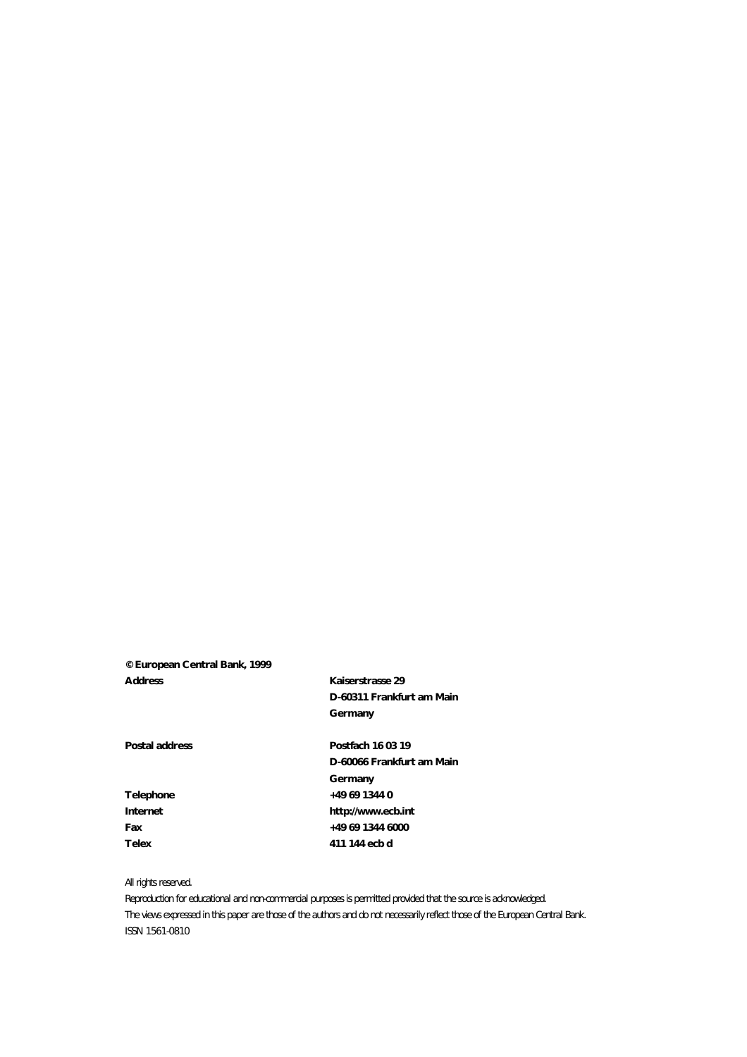**© European Central Bank, 1999**

| | |
|---|---|
| **Address** | **Kaiserstrasse 29** |
| | **D-60311 Frankfurt am Main** |
| | **Germany** |
| | |
| **Postal address** | **Postfach 16 03 19** |
| | **D-60066 Frankfurt am Main** |
| | **Germany** |
| **Telephone** | **+49 69 1344 0** |
| **Internet** | **http://www.ecb.int** |
| **Fax** | **+49 69 1344 6000** |
| **Telex** | **411 144 ecb d** |

All rights reserved.

Reproduction for educational and non-commercial purposes is permitted provided that the source is acknowledged.

The views expressed in this paper are those of the authors and do not necessarily reflect those of the European Central Bank.

ISSN 1561-0810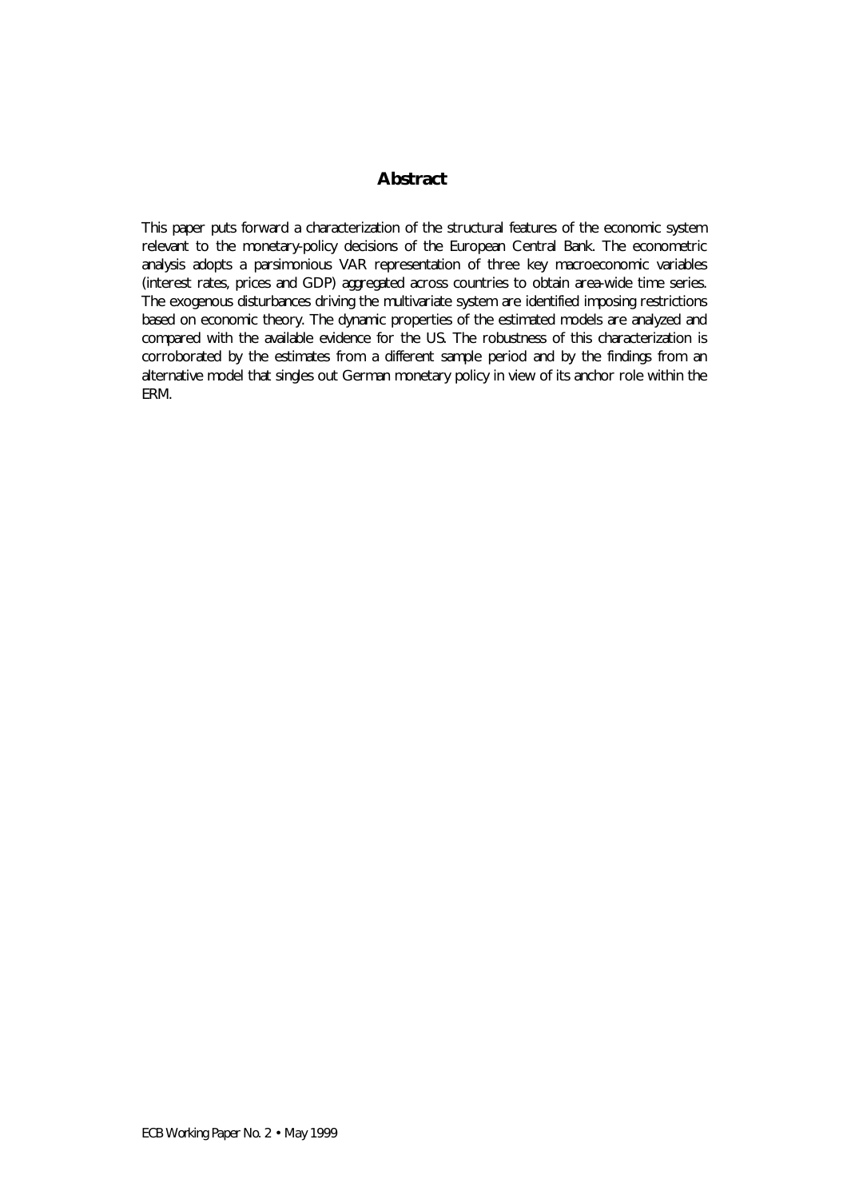## Abstract

This paper puts forward a characterization of the structural features of the economic system relevant to the monetary-policy decisions of the European Central Bank. The econometric analysis adopts a parsimonious VAR representation of three key macroeconomic variables (interest rates, prices and GDP) aggregated across countries to obtain area-wide time series. The exogenous disturbances driving the multivariate system are identified imposing restrictions based on economic theory. The dynamic properties of the estimated models are analyzed and compared with the available evidence for the US. The robustness of this characterization is corroborated by the estimates from a different sample period and by the findings from an alternative model that singles out German monetary policy in view of its anchor role within the ERM.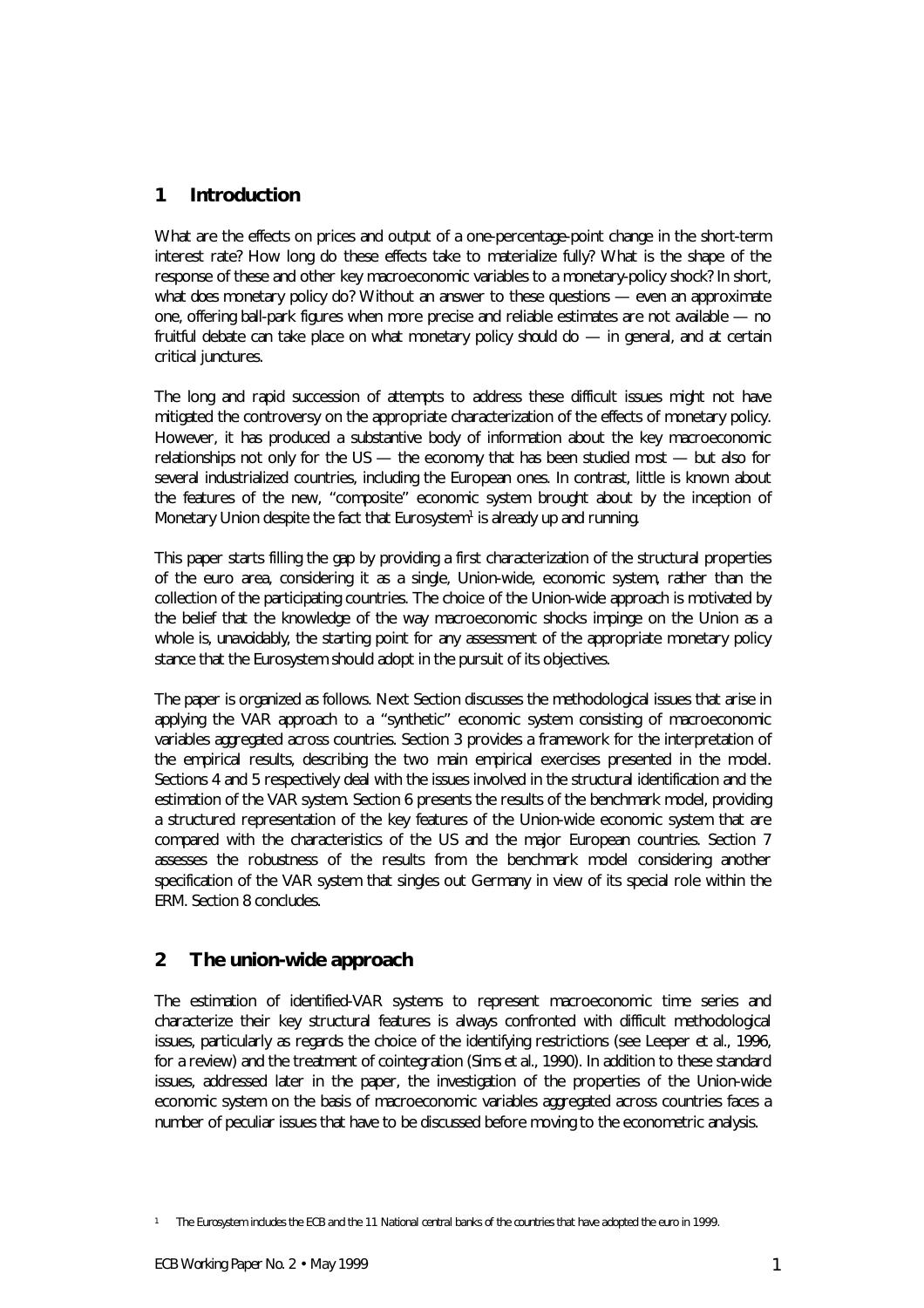## 1 Introduction

What are the effects on prices and output of a one-percentage-point change in the short-term interest rate? How long do these effects take to materialize fully? What is the shape of the response of these and other key macroeconomic variables to a monetary-policy shock? In short, what does monetary policy do? Without an answer to these questions — even an approximate one, offering ball-park figures when more precise and reliable estimates are not available — no fruitful debate can take place on what monetary policy should do — in general, and at certain critical junctures.

The long and rapid succession of attempts to address these difficult issues might not have mitigated the controversy on the appropriate characterization of the effects of monetary policy. However, it has produced a substantive body of information about the key macroeconomic relationships not only for the US — the economy that has been studied most — but also for several industrialized countries, including the European ones. In contrast, little is known about the features of the new, "composite" economic system brought about by the inception of Monetary Union despite the fact that Eurosystem[1] is already up and running.

This paper starts filling the gap by providing a first characterization of the structural properties of the euro area, considering it as a single, Union-wide, economic system, rather than the collection of the participating countries. The choice of the Union-wide approach is motivated by the belief that the knowledge of the way macroeconomic shocks impinge on the Union as a whole is, unavoidably, the starting point for any assessment of the appropriate monetary policy stance that the Eurosystem should adopt in the pursuit of its objectives.

The paper is organized as follows. Next Section discusses the methodological issues that arise in applying the VAR approach to a "synthetic" economic system consisting of macroeconomic variables aggregated across countries. Section 3 provides a framework for the interpretation of the empirical results, describing the two main empirical exercises presented in the model. Sections 4 and 5 respectively deal with the issues involved in the structural identification and the estimation of the VAR system. Section 6 presents the results of the benchmark model, providing a structured representation of the key features of the Union-wide economic system that are compared with the characteristics of the US and the major European countries. Section 7 assesses the robustness of the results from the benchmark model considering another specification of the VAR system that singles out Germany in view of its special role within the ERM. Section 8 concludes.

## 2 The union-wide approach

The estimation of identified-VAR systems to represent macroeconomic time series and characterize their key structural features is always confronted with difficult methodological issues, particularly as regards the choice of the identifying restrictions (see Leeper et al., 1996, for a review) and the treatment of cointegration (Sims et al., 1990). In addition to these standard issues, addressed later in the paper, the investigation of the properties of the Union-wide economic system on the basis of macroeconomic variables aggregated across countries faces a number of peculiar issues that have to be discussed before moving to the econometric analysis.

[1] The Eurosystem includes the ECB and the 11 National central banks of the countries that have adopted the euro in 1999.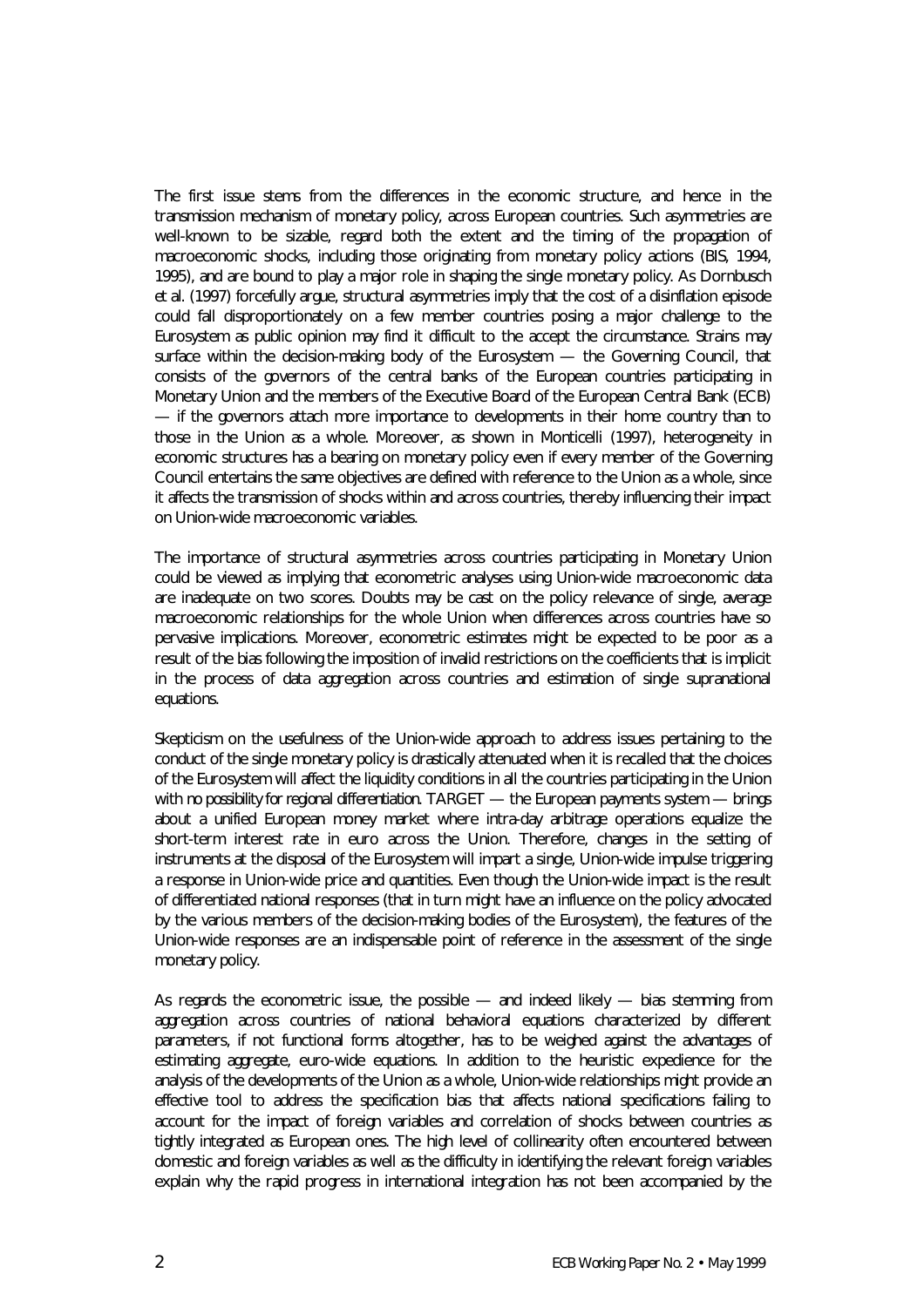The first issue stems from the differences in the economic structure, and hence in the transmission mechanism of monetary policy, across European countries. Such asymmetries are well-known to be sizable, regard both the extent and the timing of the propagation of macroeconomic shocks, including those originating from monetary policy actions (BIS, 1994, 1995), and are bound to play a major role in shaping the single monetary policy. As Dornbusch et al. (1997) forcefully argue, structural asymmetries imply that the cost of a disinflation episode could fall disproportionately on a few member countries posing a major challenge to the Eurosystem as public opinion may find it difficult to the accept the circumstance. Strains may surface within the decision-making body of the Eurosystem — the Governing Council, that consists of the governors of the central banks of the European countries participating in Monetary Union and the members of the Executive Board of the European Central Bank (ECB) — if the governors attach more importance to developments in their home country than to those in the Union as a whole. Moreover, as shown in Monticelli (1997), heterogeneity in economic structures has a bearing on monetary policy even if every member of the Governing Council entertains the same objectives are defined with reference to the Union as a whole, since it affects the transmission of shocks within and across countries, thereby influencing their impact on Union-wide macroeconomic variables.

The importance of structural asymmetries across countries participating in Monetary Union could be viewed as implying that econometric analyses using Union-wide macroeconomic data are inadequate on two scores. Doubts may be cast on the policy relevance of single, average macroeconomic relationships for the whole Union when differences across countries have so pervasive implications. Moreover, econometric estimates might be expected to be poor as a result of the bias following the imposition of invalid restrictions on the coefficients that is implicit in the process of data aggregation across countries and estimation of single supranational equations.

Skepticism on the usefulness of the Union-wide approach to address issues pertaining to the conduct of the single monetary policy is drastically attenuated when it is recalled that the choices of the Eurosystem will affect the liquidity conditions in all the countries participating in the Union with no possibility for regional differentiation. TARGET — the European payments system — brings about a unified European money market where intra-day arbitrage operations equalize the short-term interest rate in euro across the Union. Therefore, changes in the setting of instruments at the disposal of the Eurosystem will impart a single, Union-wide impulse triggering a response in Union-wide price and quantities. Even though the Union-wide impact is the result of differentiated national responses (that in turn might have an influence on the policy advocated by the various members of the decision-making bodies of the Eurosystem), the features of the Union-wide responses are an indispensable point of reference in the assessment of the single monetary policy.

As regards the econometric issue, the possible — and indeed likely — bias stemming from aggregation across countries of national behavioral equations characterized by different parameters, if not functional forms altogether, has to be weighed against the advantages of estimating aggregate, euro-wide equations. In addition to the heuristic expedience for the analysis of the developments of the Union as a whole, Union-wide relationships might provide an effective tool to address the specification bias that affects national specifications failing to account for the impact of foreign variables and correlation of shocks between countries as tightly integrated as European ones. The high level of collinearity often encountered between domestic and foreign variables as well as the difficulty in identifying the relevant foreign variables explain why the rapid progress in international integration has not been accompanied by the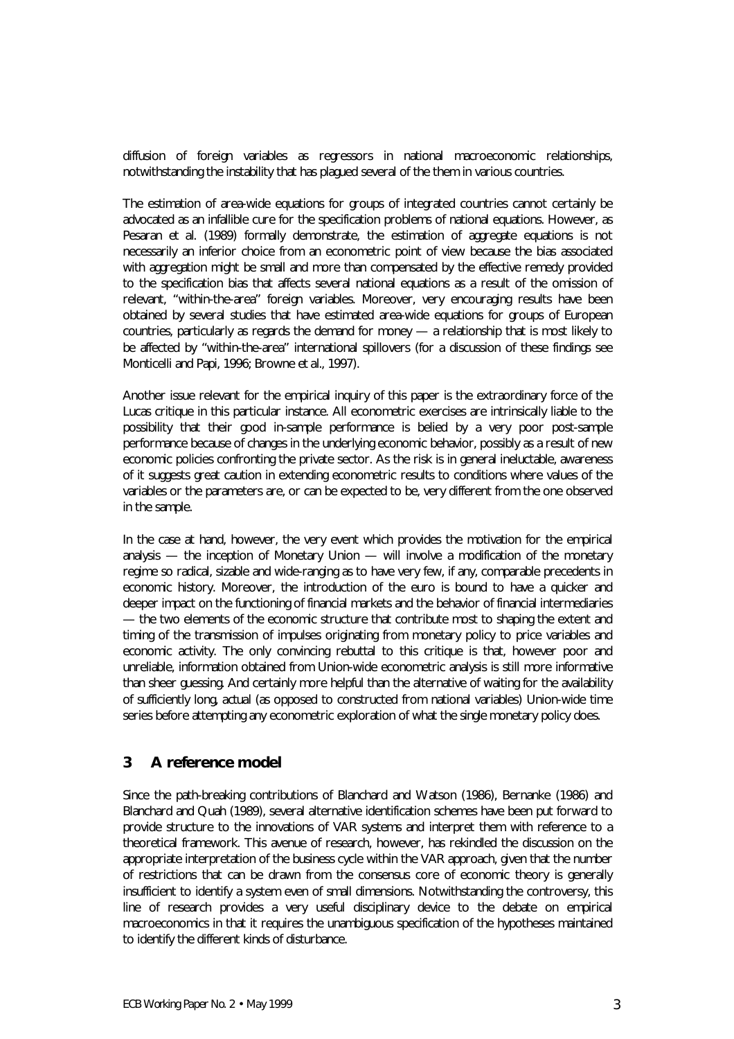diffusion of foreign variables as regressors in national macroeconomic relationships, notwithstanding the instability that has plagued several of the them in various countries.

The estimation of area-wide equations for groups of integrated countries cannot certainly be advocated as an infallible cure for the specification problems of national equations. However, as Pesaran et al. (1989) formally demonstrate, the estimation of aggregate equations is not necessarily an inferior choice from an econometric point of view because the bias associated with aggregation might be small and more than compensated by the effective remedy provided to the specification bias that affects several national equations as a result of the omission of relevant, "within-the-area" foreign variables. Moreover, very encouraging results have been obtained by several studies that have estimated area-wide equations for groups of European countries, particularly as regards the demand for money — a relationship that is most likely to be affected by "within-the-area" international spillovers (for a discussion of these findings see Monticelli and Papi, 1996; Browne et al., 1997).

Another issue relevant for the empirical inquiry of this paper is the extraordinary force of the Lucas critique in this particular instance. All econometric exercises are intrinsically liable to the possibility that their good in-sample performance is belied by a very poor post-sample performance because of changes in the underlying economic behavior, possibly as a result of new economic policies confronting the private sector. As the risk is in general ineluctable, awareness of it suggests great caution in extending econometric results to conditions where values of the variables or the parameters are, or can be expected to be, very different from the one observed in the sample.

In the case at hand, however, the very event which provides the motivation for the empirical analysis — the inception of Monetary Union — will involve a modification of the monetary regime so radical, sizable and wide-ranging as to have very few, if any, comparable precedents in economic history. Moreover, the introduction of the euro is bound to have a quicker and deeper impact on the functioning of financial markets and the behavior of financial intermediaries — the two elements of the economic structure that contribute most to shaping the extent and timing of the transmission of impulses originating from monetary policy to price variables and economic activity. The only convincing rebuttal to this critique is that, however poor and unreliable, information obtained from Union-wide econometric analysis is still more informative than sheer guessing. And certainly more helpful than the alternative of waiting for the availability of sufficiently long, actual (as opposed to constructed from national variables) Union-wide time series before attempting any econometric exploration of what the single monetary policy does.

## 3 A reference model

Since the path-breaking contributions of Blanchard and Watson (1986), Bernanke (1986) and Blanchard and Quah (1989), several alternative identification schemes have been put forward to provide structure to the innovations of VAR systems and interpret them with reference to a theoretical framework. This avenue of research, however, has rekindled the discussion on the appropriate interpretation of the business cycle within the VAR approach, given that the number of restrictions that can be drawn from the consensus core of economic theory is generally insufficient to identify a system even of small dimensions. Notwithstanding the controversy, this line of research provides a very useful disciplinary device to the debate on empirical macroeconomics in that it requires the unambiguous specification of the hypotheses maintained to identify the different kinds of disturbance.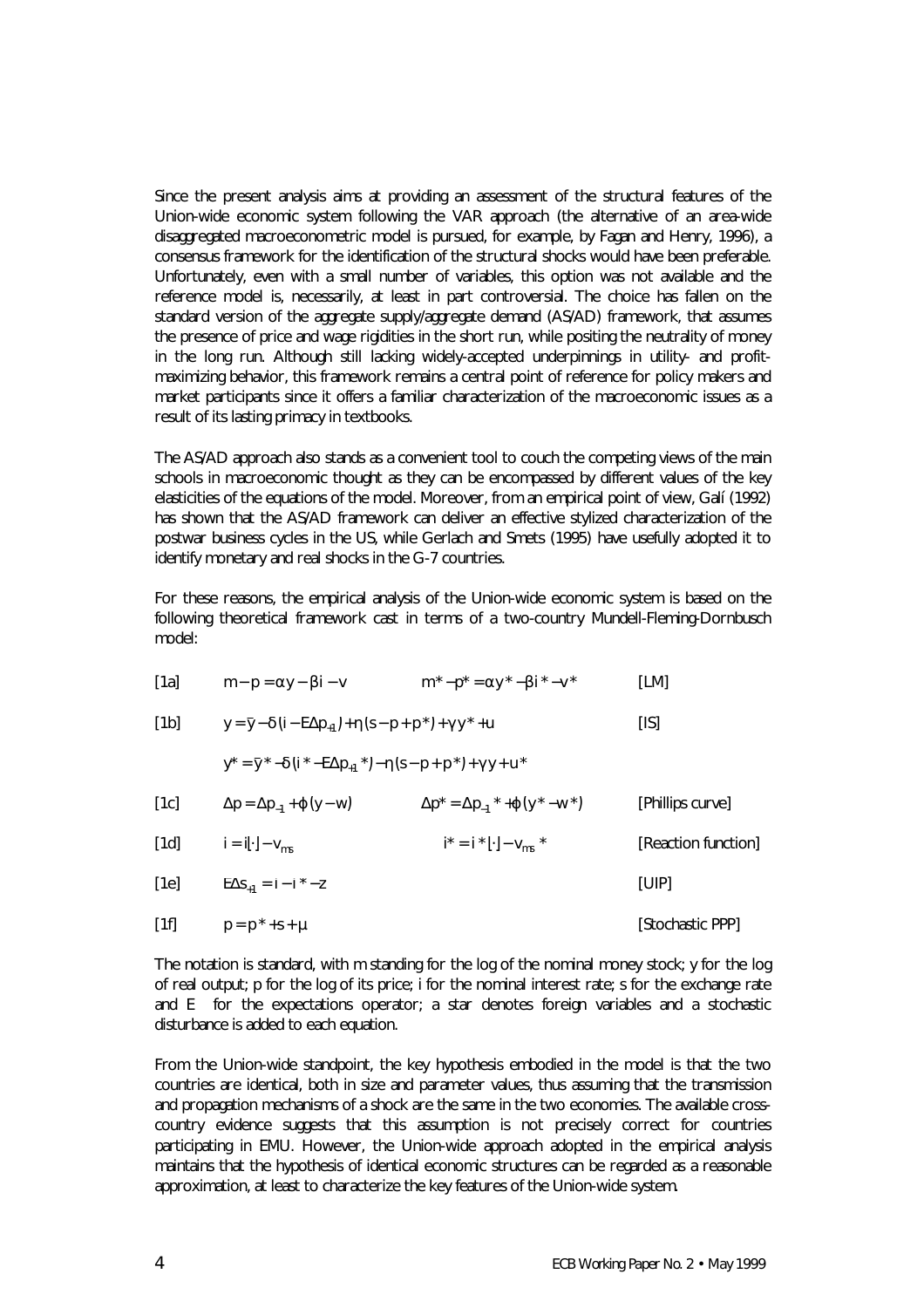Since the present analysis aims at providing an assessment of the structural features of the Union-wide economic system following the VAR approach (the alternative of an area-wide disaggregated macroeconometric model is pursued, for example, by Fagan and Henry, 1996), a consensus framework for the identification of the structural shocks would have been preferable. Unfortunately, even with a small number of variables, this option was not available and the reference model is, necessarily, at least in part controversial. The choice has fallen on the standard version of the aggregate supply/aggregate demand (AS/AD) framework, that assumes the presence of price and wage rigidities in the short run, while positing the neutrality of money in the long run. Although still lacking widely-accepted underpinnings in utility- and profit-maximizing behavior, this framework remains a central point of reference for policy makers and market participants since it offers a familiar characterization of the macroeconomic issues as a result of its lasting primacy in textbooks.

The AS/AD approach also stands as a convenient tool to couch the competing views of the main schools in macroeconomic thought as they can be encompassed by different values of the key elasticities of the equations of the model. Moreover, from an empirical point of view, Galí (1992) has shown that the AS/AD framework can deliver an effective stylized characterization of the postwar business cycles in the US, while Gerlach and Smets (1995) have usefully adopted it to identify monetary and real shocks in the G-7 countries.

For these reasons, the empirical analysis of the Union-wide economic system is based on the following theoretical framework cast in terms of a two-country Mundell-Fleming-Dornbusch model:

[1a] $m - p = \alpha y - \beta i - v \qquad m^* - p^* = \alpha y^* - \beta i^* - v^*$ [LM]

[1b] $y = \bar{y} - \delta(i - E\Delta p_{+1}) + \eta(s - p + p^*) + \gamma y^* + u$ [IS]

$y^* = \bar{y}^* - \delta(i^* - E\Delta p_{+1}^*) - \eta(s - p + p^*) + \gamma y + u^*$

[1c] $\Delta p = \Delta p_{-1} + \varphi(y - w) \qquad \Delta p^* = \Delta p_{-1}^* + \varphi(y^* - w^*)$ [Phillips curve]

[1d] $i = i[\cdot] - v_{ms} \qquad i^* = i^*[\cdot] - v_{ms}^*$ [Reaction function]

[1e] $E\Delta s_{+1} = i - i^* - z$ [UIP]

[1f] $p = p^* + s + \mu$ [Stochastic PPP]

The notation is standard, with m standing for the log of the nominal money stock; y for the log of real output; p for the log of its price; i for the nominal interest rate; s for the exchange rate and E for the expectations operator; a star denotes foreign variables and a stochastic disturbance is added to each equation.

From the Union-wide standpoint, the key hypothesis embodied in the model is that the two countries are identical, both in size and parameter values, thus assuming that the transmission and propagation mechanisms of a shock are the same in the two economies. The available cross-country evidence suggests that this assumption is not precisely correct for countries participating in EMU. However, the Union-wide approach adopted in the empirical analysis maintains that the hypothesis of identical economic structures can be regarded as a reasonable approximation, at least to characterize the key features of the Union-wide system.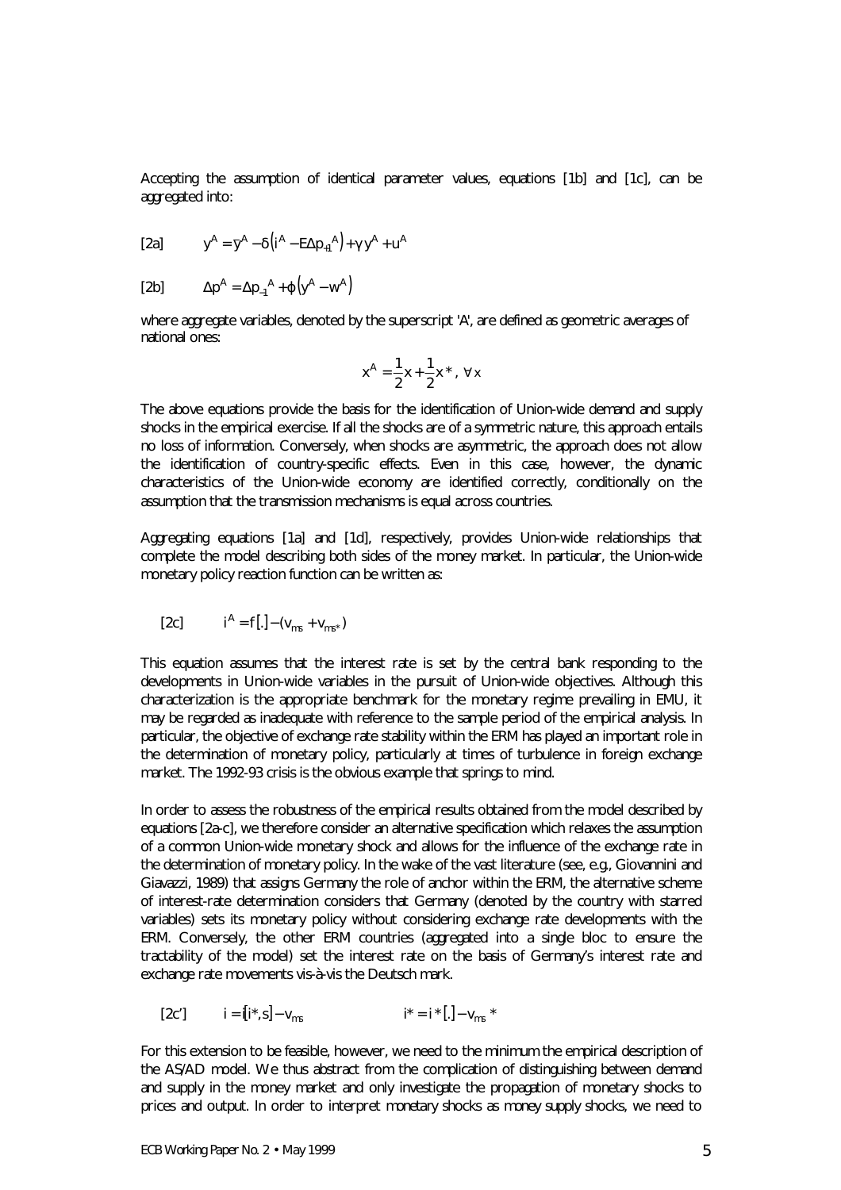Accepting the assumption of identical parameter values, equations [1b] and [1c], can be aggregated into:

$$[2a] \qquad y^A = \bar{y}^A - \delta\left(i^A - E\Delta p_{+1}{}^A\right) + \gamma\, y^A + u^A$$

$$[2b] \qquad \Delta p^A = \Delta p_{-1}{}^A + \varphi\left(y^A - w^A\right)$$

where aggregate variables, denoted by the superscript 'A', are defined as geometric averages of national ones:

$$x^A = \frac{1}{2}x + \frac{1}{2}x^*, \ \forall x$$

The above equations provide the basis for the identification of Union-wide demand and supply shocks in the empirical exercise. If all the shocks are of a symmetric nature, this approach entails no loss of information. Conversely, when shocks are asymmetric, the approach does not allow the identification of country-specific effects. Even in this case, however, the dynamic characteristics of the Union-wide economy are identified correctly, conditionally on the assumption that the transmission mechanisms is equal across countries.

Aggregating equations [1a] and [1d], respectively, provides Union-wide relationships that complete the model describing both sides of the money market. In particular, the Union-wide monetary policy reaction function can be written as:

$$[2c] \qquad i^A = f[.] - (v_{ms} + v_{ms^*})$$

This equation assumes that the interest rate is set by the central bank responding to the developments in Union-wide variables in the pursuit of Union-wide objectives. Although this characterization is the appropriate benchmark for the monetary regime prevailing in EMU, it may be regarded as inadequate with reference to the sample period of the empirical analysis. In particular, the objective of exchange rate stability within the ERM has played an important role in the determination of monetary policy, particularly at times of turbulence in foreign exchange market. The 1992-93 crisis is the obvious example that springs to mind.

In order to assess the robustness of the empirical results obtained from the model described by equations [2a-c], we therefore consider an alternative specification which relaxes the assumption of a common Union-wide monetary shock and allows for the influence of the exchange rate in the determination of monetary policy. In the wake of the vast literature (see, e.g., Giovannini and Giavazzi, 1989) that assigns Germany the role of anchor within the ERM, the alternative scheme of interest-rate determination considers that Germany (denoted by the country with starred variables) sets its monetary policy without considering exchange rate developments with the ERM. Conversely, the other ERM countries (aggregated into a single bloc to ensure the tractability of the model) set the interest rate on the basis of Germany's interest rate and exchange rate movements vis-à-vis the Deutsch mark.

$$[2c'] \qquad i = i[i^*, s] - v_{ms} \qquad\qquad i^* = i^*[.] - v_{ms}{}^*$$

For this extension to be feasible, however, we need to the minimum the empirical description of the AS/AD model. We thus abstract from the complication of distinguishing between demand and supply in the money market and only investigate the propagation of monetary shocks to prices and output. In order to interpret monetary shocks as money supply shocks, we need to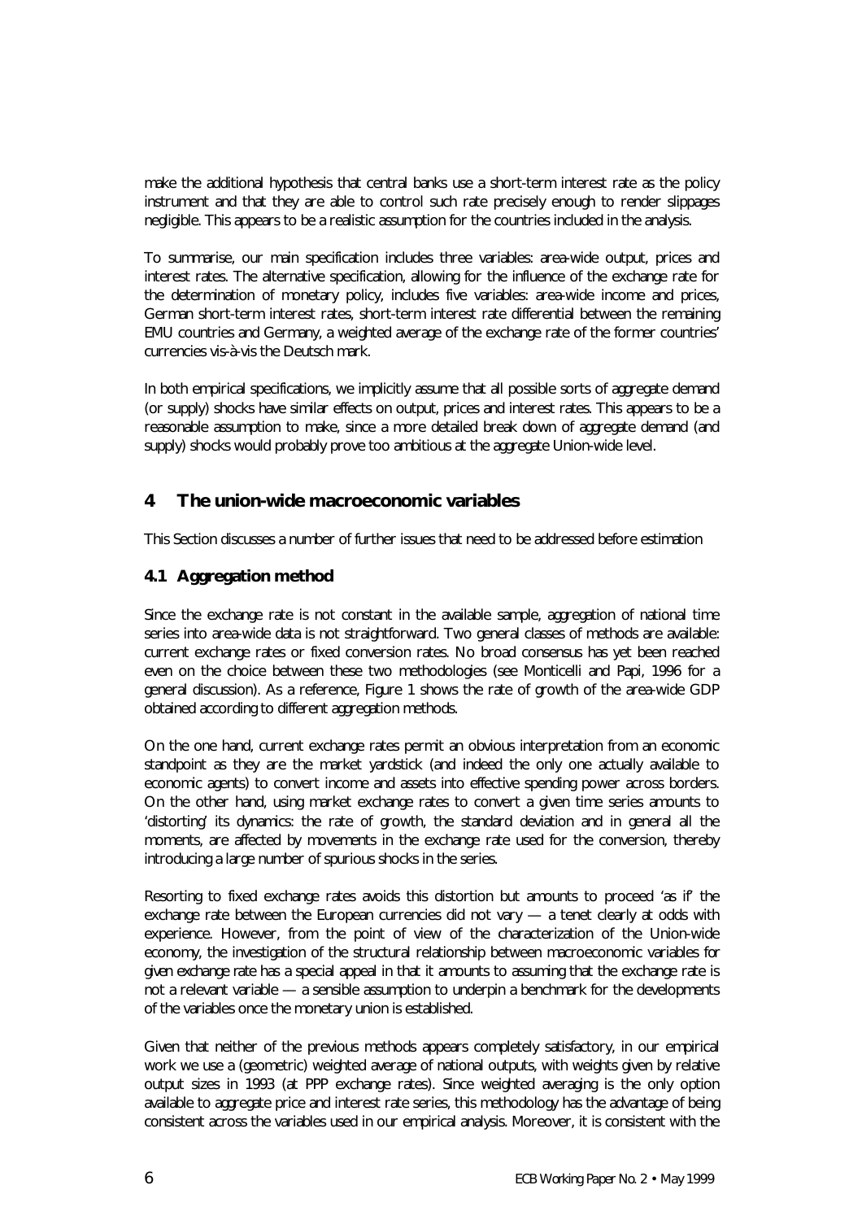make the additional hypothesis that central banks use a short-term interest rate as the policy instrument and that they are able to control such rate precisely enough to render slippages negligible. This appears to be a realistic assumption for the countries included in the analysis.

To summarise, our main specification includes three variables: area-wide output, prices and interest rates. The alternative specification, allowing for the influence of the exchange rate for the determination of monetary policy, includes five variables: area-wide income and prices, German short-term interest rates, short-term interest rate differential between the remaining EMU countries and Germany, a weighted average of the exchange rate of the former countries' currencies vis-à-vis the Deutsch mark.

In both empirical specifications, we implicitly assume that all possible sorts of aggregate demand (or supply) shocks have similar effects on output, prices and interest rates. This appears to be a reasonable assumption to make, since a more detailed break down of aggregate demand (and supply) shocks would probably prove too ambitious at the aggregate Union-wide level.

## 4 The union-wide macroeconomic variables

This Section discusses a number of further issues that need to be addressed before estimation

### 4.1 Aggregation method

Since the exchange rate is not constant in the available sample, aggregation of national time series into area-wide data is not straightforward. Two general classes of methods are available: current exchange rates or fixed conversion rates. No broad consensus has yet been reached even on the choice between these two methodologies (see Monticelli and Papi, 1996 for a general discussion). As a reference, Figure 1 shows the rate of growth of the area-wide GDP obtained according to different aggregation methods.

On the one hand, current exchange rates permit an obvious interpretation from an economic standpoint as they are the market yardstick (and indeed the only one actually available to economic agents) to convert income and assets into effective spending power across borders. On the other hand, using market exchange rates to convert a given time series amounts to 'distorting' its dynamics: the rate of growth, the standard deviation and in general all the moments, are affected by movements in the exchange rate used for the conversion, thereby introducing a large number of spurious shocks in the series.

Resorting to fixed exchange rates avoids this distortion but amounts to proceed 'as if' the exchange rate between the European currencies did not vary — a tenet clearly at odds with experience. However, from the point of view of the characterization of the Union-wide economy, the investigation of the structural relationship between macroeconomic variables for given exchange rate has a special appeal in that it amounts to assuming that the exchange rate is not a relevant variable — a sensible assumption to underpin a benchmark for the developments of the variables once the monetary union is established.

Given that neither of the previous methods appears completely satisfactory, in our empirical work we use a (geometric) weighted average of national outputs, with weights given by relative output sizes in 1993 (at PPP exchange rates). Since weighted averaging is the only option available to aggregate price and interest rate series, this methodology has the advantage of being consistent across the variables used in our empirical analysis. Moreover, it is consistent with the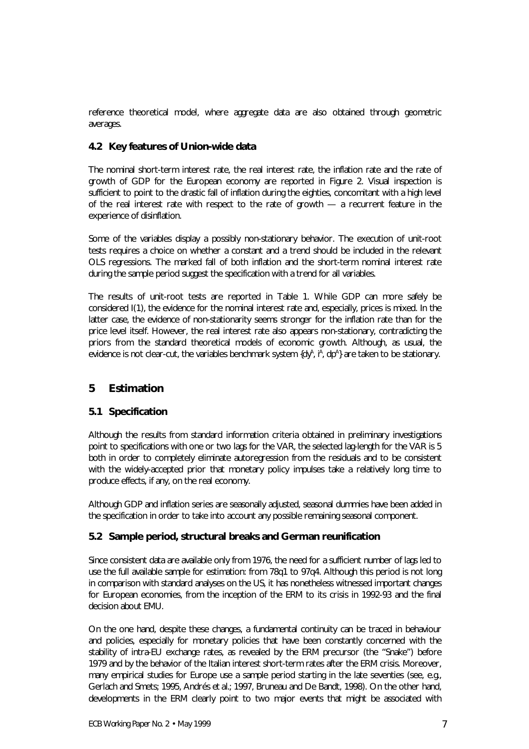reference theoretical model, where aggregate data are also obtained through geometric averages.

### 4.2 Key features of Union-wide data

The nominal short-term interest rate, the real interest rate, the inflation rate and the rate of growth of GDP for the European economy are reported in Figure 2. Visual inspection is sufficient to point to the drastic fall of inflation during the eighties, concomitant with a high level of the real interest rate with respect to the rate of growth — a recurrent feature in the experience of disinflation.

Some of the variables display a possibly non-stationary behavior. The execution of unit-root tests requires a choice on whether a constant and a trend should be included in the relevant OLS regressions. The marked fall of both inflation and the short-term nominal interest rate during the sample period suggest the specification with a trend for all variables.

The results of unit-root tests are reported in Table 1. While GDP can more safely be considered I(1), the evidence for the nominal interest rate and, especially, prices is mixed. In the latter case, the evidence of non-stationarity seems stronger for the inflation rate than for the price level itself. However, the real interest rate also appears non-stationary, contradicting the priors from the standard theoretical models of economic growth. Although, as usual, the evidence is not clear-cut, the variables benchmark system $\{dy^A, i^A, dp^A\}$ are taken to be stationary.

## 5 Estimation

### 5.1 Specification

Although the results from standard information criteria obtained in preliminary investigations point to specifications with one or two lags for the VAR, the selected lag-length for the VAR is 5 both in order to completely eliminate autoregression from the residuals and to be consistent with the widely-accepted prior that monetary policy impulses take a relatively long time to produce effects, if any, on the real economy.

Although GDP and inflation series are seasonally adjusted, seasonal dummies have been added in the specification in order to take into account any possible remaining seasonal component.

### 5.2 Sample period, structural breaks and German reunification

Since consistent data are available only from 1976, the need for a sufficient number of lags led to use the full available sample for estimation: from 78q1 to 97q4. Although this period is not long in comparison with standard analyses on the US, it has nonetheless witnessed important changes for European economies, from the inception of the ERM to its crisis in 1992-93 and the final decision about EMU.

On the one hand, despite these changes, a fundamental continuity can be traced in behaviour and policies, especially for monetary policies that have been constantly concerned with the stability of intra-EU exchange rates, as revealed by the ERM precursor (the "Snake") before 1979 and by the behavior of the Italian interest short-term rates after the ERM crisis. Moreover, many empirical studies for Europe use a sample period starting in the late seventies (see, e.g., Gerlach and Smets; 1995, Andrés et al.; 1997, Bruneau and De Bandt, 1998). On the other hand, developments in the ERM clearly point to two major events that might be associated with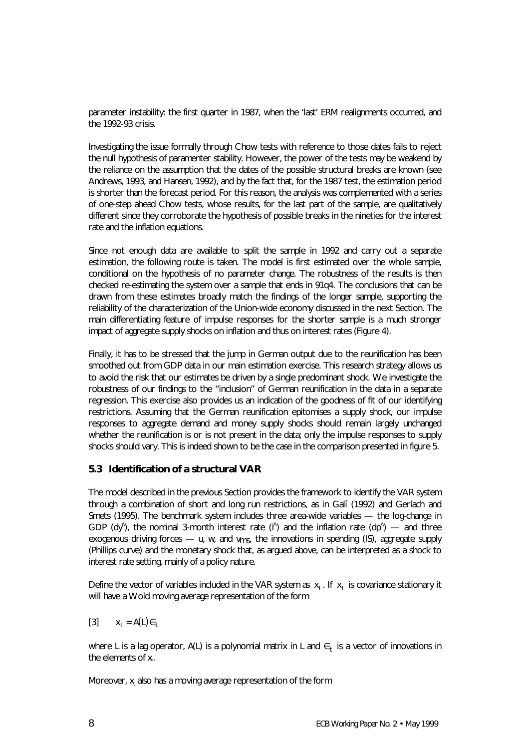parameter instability: the first quarter in 1987, when the 'last' ERM realignments occurred, and the 1992-93 crisis.

Investigating the issue formally through Chow tests with reference to those dates fails to reject the null hypothesis of paramenter stability. However, the power of the tests may be weakend by the reliance on the assumption that the dates of the possible structural breaks are known (see Andrews, 1993, and Hansen, 1992), and by the fact that, for the 1987 test, the estimation period is shorter than the forecast period. For this reason, the analysis was complemented with a series of one-step ahead Chow tests, whose results, for the last part of the sample, are qualitatively different since they corroborate the hypothesis of possible breaks in the nineties for the interest rate and the inflation equations.

Since not enough data are available to split the sample in 1992 and carry out a separate estimation, the following route is taken. The model is first estimated over the whole sample, conditional on the hypothesis of no parameter change. The robustness of the results is then checked re-estimating the system over a sample that ends in 91q4. The conclusions that can be drawn from these estimates broadly match the findings of the longer sample, supporting the reliability of the characterization of the Union-wide economy discussed in the next Section. The main differentiating feature of impulse responses for the shorter sample is a much stronger impact of aggregate supply shocks on inflation and thus on interest rates (Figure 4).

Finally, it has to be stressed that the jump in German output due to the reunification has been smoothed out from GDP data in our main estimation exercise. This research strategy allows us to avoid the risk that our estimates be driven by a single predominant shock. We investigate the robustness of our findings to the "inclusion" of German reunification in the data in a separate regression. This exercise also provides us an indication of the goodness of fit of our identifying restrictions. Assuming that the German reunification epitomises a supply shock, our impulse responses to aggregate demand and money supply shocks should remain largely unchanged whether the reunification is or is not present in the data; only the impulse responses to supply shocks should vary. This is indeed shown to be the case in the comparison presented in figure 5.

### 5.3 Identification of a structural VAR

The model described in the previous Section provides the framework to identify the VAR system through a combination of short and long run restrictions, as in Galí (1992) and Gerlach and Smets (1995). The benchmark system includes three area-wide variables — the log-change in GDP ($dy^A$), the nominal 3-month interest rate ($i^A$) and the inflation rate ($dp^A$) — and three exogenous driving forces — u, w, and $v_{ms}$, the innovations in spending (IS), aggregate supply (Phillips curve) and the monetary shock that, as argued above, can be interpreted as a shock to interest rate setting, mainly of a policy nature.

Define the vector of variables included in the VAR system as $x_t$. If $x_t$ is covariance stationary it will have a Wold moving average representation of the form

$$[3] \qquad x_t = A(L)\in_t$$

where L is a lag operator, A(L) is a polynomial matrix in L and $\in_t$ is a vector of innovations in the elements of $x_t$.

Moreover, $x_t$ also has a moving average representation of the form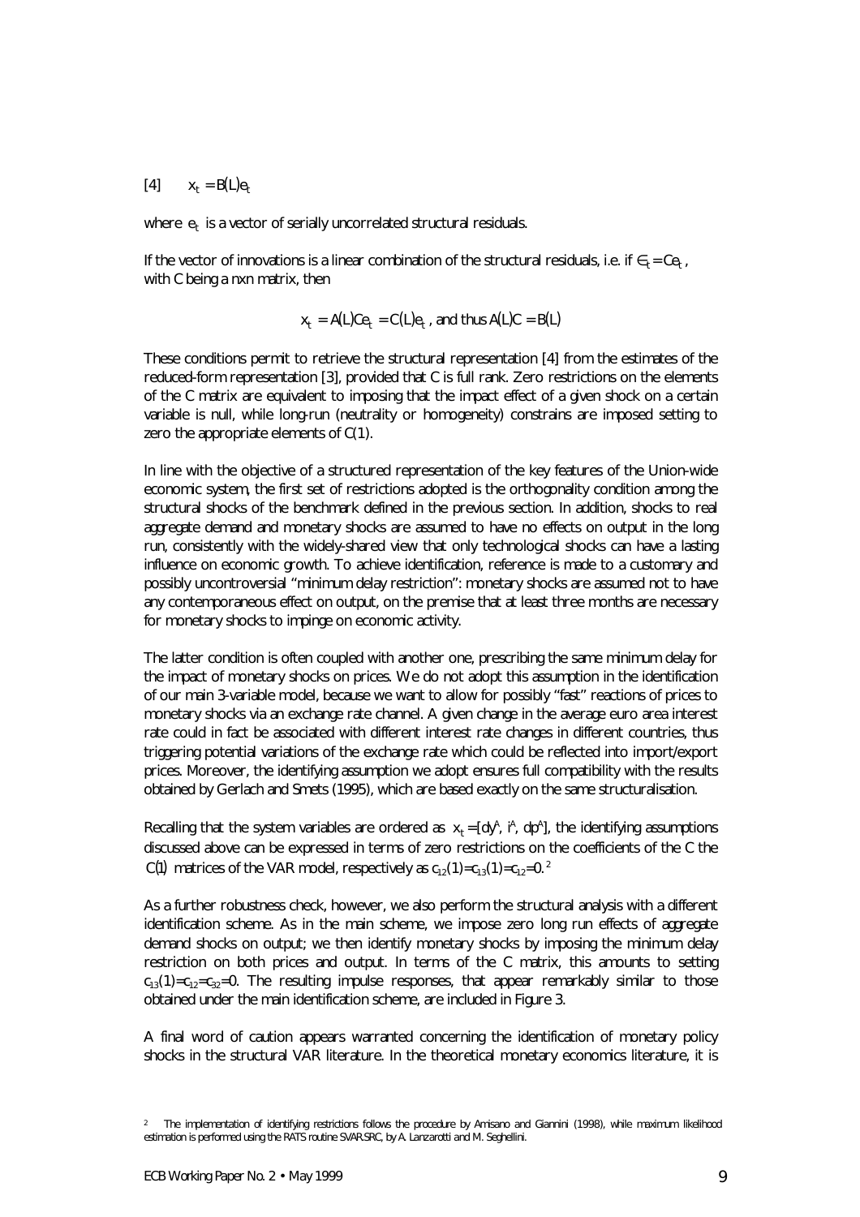[4] $\quad x_t = B(L)e_t$

where $e_t$ is a vector of serially uncorrelated structural residuals.

If the vector of innovations is a linear combination of the structural residuals, i.e. if $\epsilon_t = Ce_t$, with C being a nxn matrix, then

$$x_t = A(L)Ce_t = C(L)e_t \text{, and thus } A(L)C = B(L)$$

These conditions permit to retrieve the structural representation [4] from the estimates of the reduced-form representation [3], provided that C is full rank. Zero restrictions on the elements of the C matrix are equivalent to imposing that the impact effect of a given shock on a certain variable is null, while long-run (neutrality or homogeneity) constrains are imposed setting to zero the appropriate elements of C(1).

In line with the objective of a structured representation of the key features of the Union-wide economic system, the first set of restrictions adopted is the orthogonality condition among the structural shocks of the benchmark defined in the previous section. In addition, shocks to real aggregate demand and monetary shocks are assumed to have no effects on output in the long run, consistently with the widely-shared view that only technological shocks can have a lasting influence on economic growth. To achieve identification, reference is made to a customary and possibly uncontroversial "minimum delay restriction": monetary shocks are assumed not to have any contemporaneous effect on output, on the premise that at least three months are necessary for monetary shocks to impinge on economic activity.

The latter condition is often coupled with another one, prescribing the same minimum delay for the impact of monetary shocks on prices. We do not adopt this assumption in the identification of our main 3-variable model, because we want to allow for possibly "fast" reactions of prices to monetary shocks via an exchange rate channel. A given change in the average euro area interest rate could in fact be associated with different interest rate changes in different countries, thus triggering potential variations of the exchange rate which could be reflected into import/export prices. Moreover, the identifying assumption we adopt ensures full compatibility with the results obtained by Gerlach and Smets (1995), which are based exactly on the same structuralisation.

Recalling that the system variables are ordered as $x_t = [dy^A, i^A, dp^A]$, the identifying assumptions discussed above can be expressed in terms of zero restrictions on the coefficients of the C the $C(1)$ matrices of the VAR model, respectively as $c_{12}(1)=c_{13}(1)=c_{12}=0$.[2]

As a further robustness check, however, we also perform the structural analysis with a different identification scheme. As in the main scheme, we impose zero long run effects of aggregate demand shocks on output; we then identify monetary shocks by imposing the minimum delay restriction on both prices and output. In terms of the C matrix, this amounts to setting $c_{13}(1)=c_{12}=c_{32}=0$. The resulting impulse responses, that appear remarkably similar to those obtained under the main identification scheme, are included in Figure 3.

A final word of caution appears warranted concerning the identification of monetary policy shocks in the structural VAR literature. In the theoretical monetary economics literature, it is

[2] The implementation of identifying restrictions follows the procedure by Amisano and Giannini (1998), while maximum likelihood estimation is performed using the RATS routine SVAR.SRC, by A. Lanzarotti and M. Seghellini.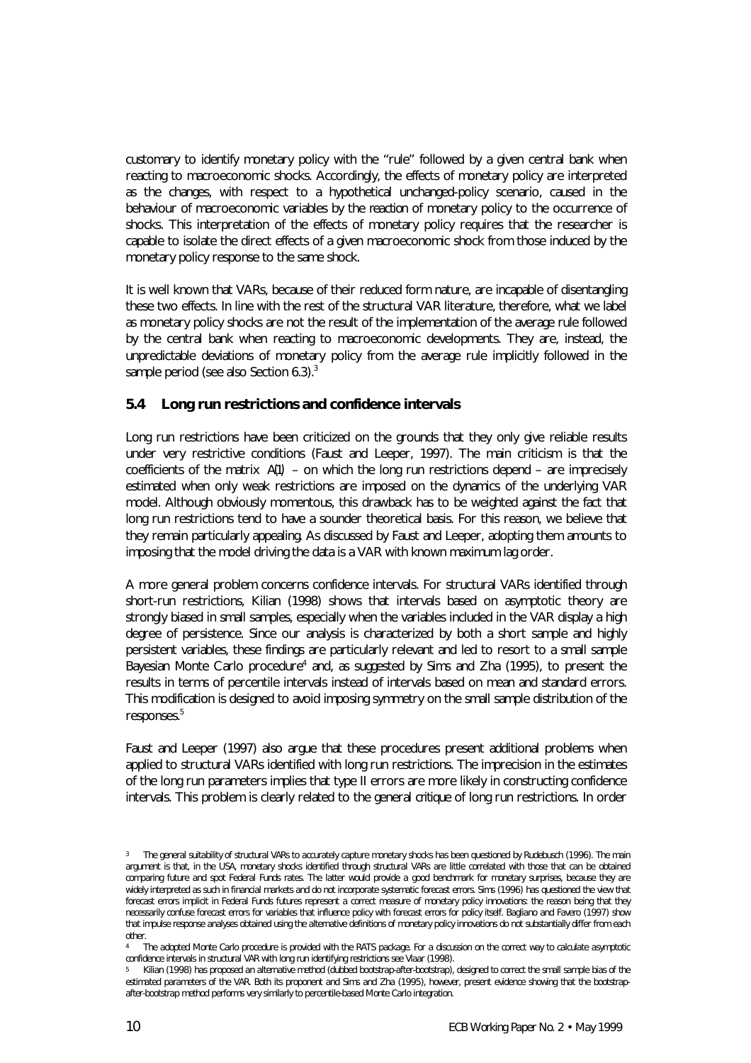customary to identify monetary policy with the "rule" followed by a given central bank when reacting to macroeconomic shocks. Accordingly, the effects of monetary policy are interpreted as the changes, with respect to a hypothetical unchanged-policy scenario, caused in the behaviour of macroeconomic variables by the reaction of monetary policy to the occurrence of shocks. This interpretation of the effects of monetary policy requires that the researcher is capable to isolate the direct effects of a given macroeconomic shock from those induced by the monetary policy response to the same shock.

It is well known that VARs, because of their reduced form nature, are incapable of disentangling these two effects. In line with the rest of the structural VAR literature, therefore, what we label as monetary policy shocks are not the result of the implementation of the average rule followed by the central bank when reacting to macroeconomic developments. They are, instead, the unpredictable deviations of monetary policy from the average rule implicitly followed in the sample period (see also Section 6.3).[3]

## 5.4 Long run restrictions and confidence intervals

Long run restrictions have been criticized on the grounds that they only give reliable results under very restrictive conditions (Faust and Leeper, 1997). The main criticism is that the coefficients of the matrix $A(1)$ – on which the long run restrictions depend – are imprecisely estimated when only weak restrictions are imposed on the dynamics of the underlying VAR model. Although obviously momentous, this drawback has to be weighted against the fact that long run restrictions tend to have a sounder theoretical basis. For this reason, we believe that they remain particularly appealing. As discussed by Faust and Leeper, adopting them amounts to imposing that the model driving the data is a VAR with known maximum lag order.

A more general problem concerns confidence intervals. For structural VARs identified through short-run restrictions, Kilian (1998) shows that intervals based on asymptotic theory are strongly biased in small samples, especially when the variables included in the VAR display a high degree of persistence. Since our analysis is characterized by both a short sample and highly persistent variables, these findings are particularly relevant and led to resort to a small sample Bayesian Monte Carlo procedure[4] and, as suggested by Sims and Zha (1995), to present the results in terms of percentile intervals instead of intervals based on mean and standard errors. This modification is designed to avoid imposing symmetry on the small sample distribution of the responses.[5]

Faust and Leeper (1997) also argue that these procedures present additional problems when applied to structural VARs identified with long run restrictions. The imprecision in the estimates of the long run parameters implies that type II errors are more likely in constructing confidence intervals. This problem is clearly related to the general critique of long run restrictions. In order

---

[3] The general suitability of structural VARs to accurately capture monetary shocks has been questioned by Rudebusch (1996). The main argument is that, in the USA, monetary shocks identified through structural VARs are little correlated with those that can be obtained comparing future and spot Federal Funds rates. The latter would provide a good benchmark for monetary surprises, because they are widely interpreted as such in financial markets and do not incorporate systematic forecast errors. Sims (1996) has questioned the view that forecast errors implicit in Federal Funds futures represent a correct measure of monetary policy innovations: the reason being that they necessarily confuse forecast errors for variables that influence policy with forecast errors for policy itself. Bagliano and Favero (1997) show that impulse response analyses obtained using the alternative definitions of monetary policy innovations do not substantially differ from each other.

[4] The adopted Monte Carlo procedure is provided with the RATS package. For a discussion on the correct way to calculate asymptotic confidence intervals in structural VAR with long run identifying restrictions see Vlaar (1998).

[5] Kilian (1998) has proposed an alternative method (dubbed bootstrap-after-bootstrap), designed to correct the small sample bias of the estimated parameters of the VAR. Both its proponent and Sims and Zha (1995), however, present evidence showing that the bootstrap-after-bootstrap method performs very similarly to percentile-based Monte Carlo integration.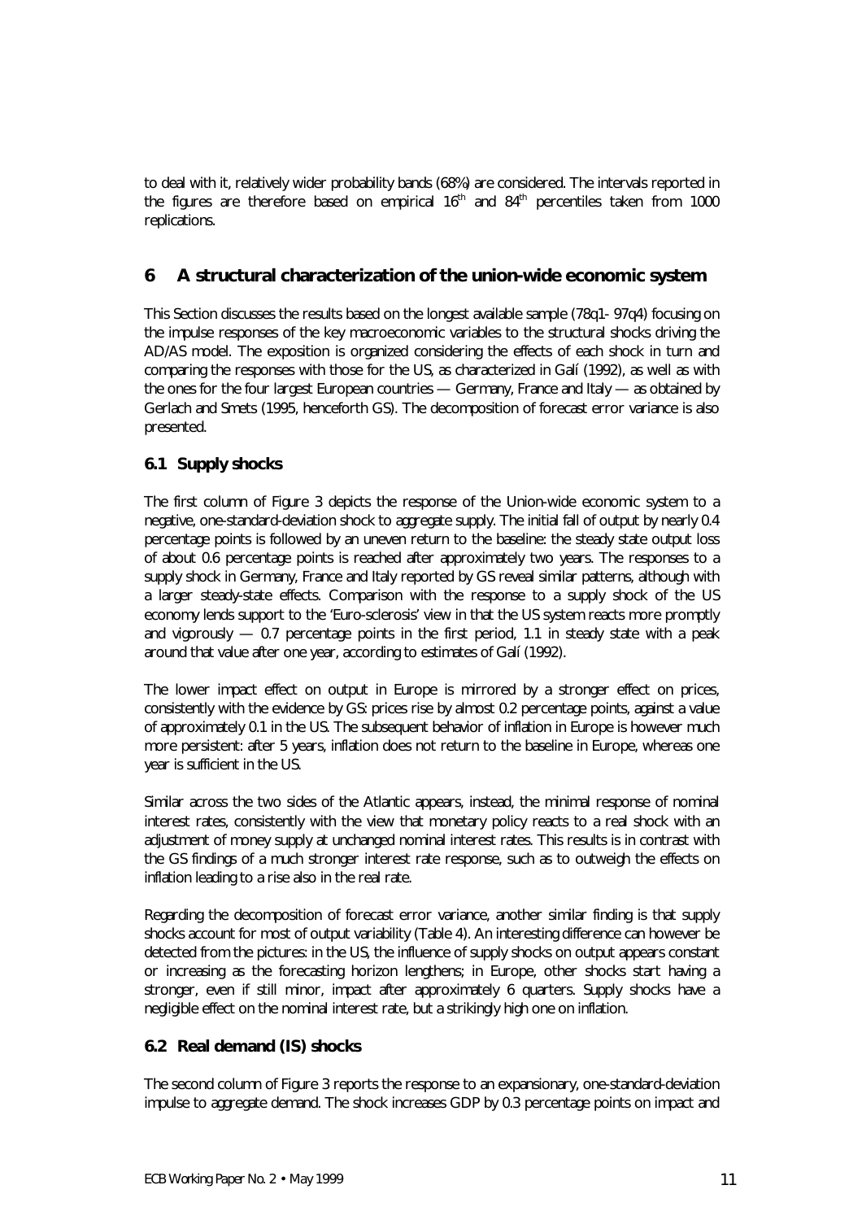to deal with it, relatively wider probability bands (68%) are considered. The intervals reported in the figures are therefore based on empirical 16$^{th}$ and 84$^{th}$ percentiles taken from 1000 replications.

## 6 A structural characterization of the union-wide economic system

This Section discusses the results based on the longest available sample (78q1- 97q4) focusing on the impulse responses of the key macroeconomic variables to the structural shocks driving the AD/AS model. The exposition is organized considering the effects of each shock in turn and comparing the responses with those for the US, as characterized in Galí (1992), as well as with the ones for the four largest European countries — Germany, France and Italy — as obtained by Gerlach and Smets (1995, henceforth GS). The decomposition of forecast error variance is also presented.

### 6.1 Supply shocks

The first column of Figure 3 depicts the response of the Union-wide economic system to a negative, one-standard-deviation shock to aggregate supply. The initial fall of output by nearly 0.4 percentage points is followed by an uneven return to the baseline: the steady state output loss of about 0.6 percentage points is reached after approximately two years. The responses to a supply shock in Germany, France and Italy reported by GS reveal similar patterns, although with a larger steady-state effects. Comparison with the response to a supply shock of the US economy lends support to the 'Euro-sclerosis' view in that the US system reacts more promptly and vigorously — 0.7 percentage points in the first period, 1.1 in steady state with a peak around that value after one year, according to estimates of Galí (1992).

The lower impact effect on output in Europe is mirrored by a stronger effect on prices, consistently with the evidence by GS: prices rise by almost 0.2 percentage points, against a value of approximately 0.1 in the US. The subsequent behavior of inflation in Europe is however much more persistent: after 5 years, inflation does not return to the baseline in Europe, whereas one year is sufficient in the US.

Similar across the two sides of the Atlantic appears, instead, the minimal response of nominal interest rates, consistently with the view that monetary policy reacts to a real shock with an adjustment of money supply at unchanged nominal interest rates. This results is in contrast with the GS findings of a much stronger interest rate response, such as to outweigh the effects on inflation leading to a rise also in the real rate.

Regarding the decomposition of forecast error variance, another similar finding is that supply shocks account for most of output variability (Table 4). An interesting difference can however be detected from the pictures: in the US, the influence of supply shocks on output appears constant or increasing as the forecasting horizon lengthens; in Europe, other shocks start having a stronger, even if still minor, impact after approximately 6 quarters. Supply shocks have a negligible effect on the nominal interest rate, but a strikingly high one on inflation.

### 6.2 Real demand (IS) shocks

The second column of Figure 3 reports the response to an expansionary, one-standard-deviation impulse to aggregate demand. The shock increases GDP by 0.3 percentage points on impact and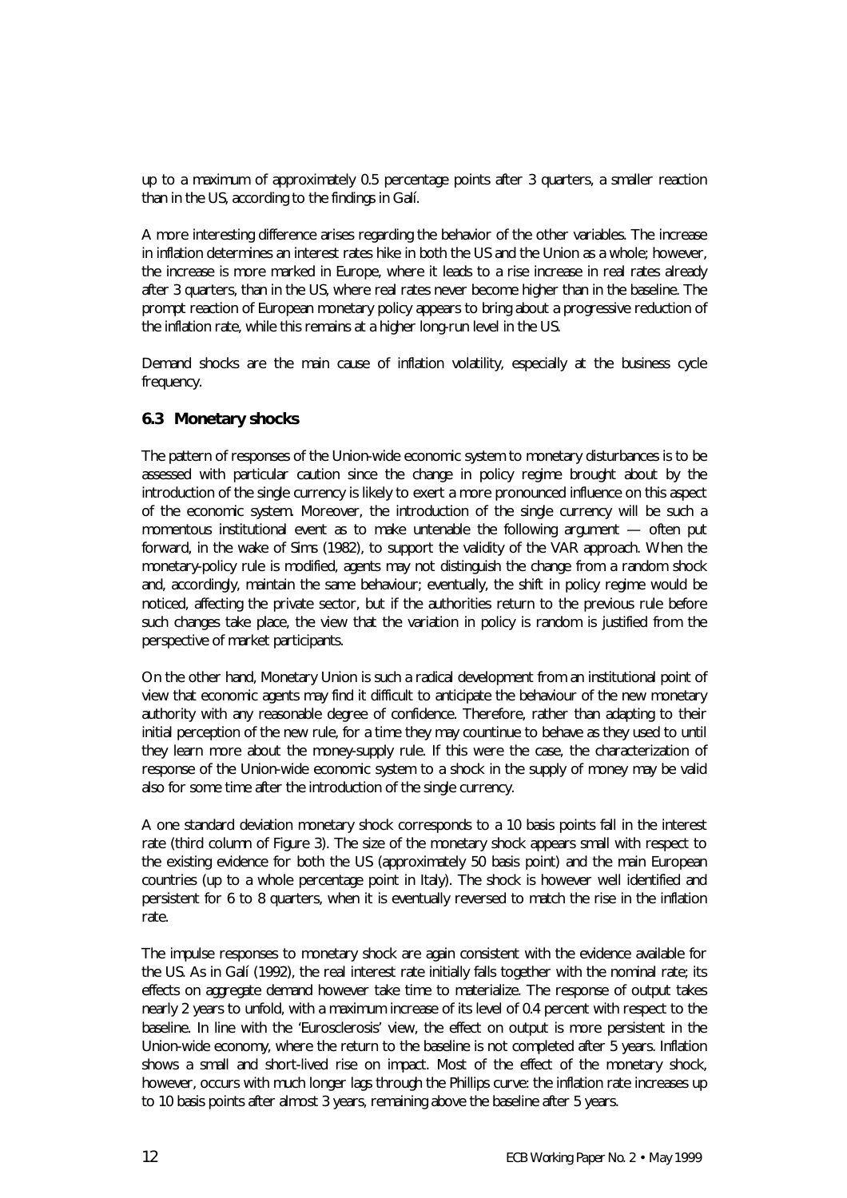up to a maximum of approximately 0.5 percentage points after 3 quarters, a smaller reaction than in the US, according to the findings in Galí.

A more interesting difference arises regarding the behavior of the other variables. The increase in inflation determines an interest rates hike in both the US and the Union as a whole; however, the increase is more marked in Europe, where it leads to a rise increase in real rates already after 3 quarters, than in the US, where real rates never become higher than in the baseline. The prompt reaction of European monetary policy appears to bring about a progressive reduction of the inflation rate, while this remains at a higher long-run level in the US.

Demand shocks are the main cause of inflation volatility, especially at the business cycle frequency.

### 6.3 Monetary shocks

The pattern of responses of the Union-wide economic system to monetary disturbances is to be assessed with particular caution since the change in policy regime brought about by the introduction of the single currency is likely to exert a more pronounced influence on this aspect of the economic system. Moreover, the introduction of the single currency will be such a momentous institutional event as to make untenable the following argument — often put forward, in the wake of Sims (1982), to support the validity of the VAR approach. When the monetary-policy rule is modified, agents may not distinguish the change from a random shock and, accordingly, maintain the same behaviour; eventually, the shift in policy regime would be noticed, affecting the private sector, but if the authorities return to the previous rule before such changes take place, the view that the variation in policy is random is justified from the perspective of market participants.

On the other hand, Monetary Union is such a radical development from an institutional point of view that economic agents may find it difficult to anticipate the behaviour of the new monetary authority with any reasonable degree of confidence. Therefore, rather than adapting to their initial perception of the new rule, for a time they may countinue to behave as they used to until they learn more about the money-supply rule. If this were the case, the characterization of response of the Union-wide economic system to a shock in the supply of money may be valid also for some time after the introduction of the single currency.

A one standard deviation monetary shock corresponds to a 10 basis points fall in the interest rate (third column of Figure 3). The size of the monetary shock appears small with respect to the existing evidence for both the US (approximately 50 basis point) and the main European countries (up to a whole percentage point in Italy). The shock is however well identified and persistent for 6 to 8 quarters, when it is eventually reversed to match the rise in the inflation rate.

The impulse responses to monetary shock are again consistent with the evidence available for the US. As in Galí (1992), the real interest rate initially falls together with the nominal rate; its effects on aggregate demand however take time to materialize. The response of output takes nearly 2 years to unfold, with a maximum increase of its level of 0.4 percent with respect to the baseline. In line with the 'Eurosclerosis' view, the effect on output is more persistent in the Union-wide economy, where the return to the baseline is not completed after 5 years. Inflation shows a small and short-lived rise on impact. Most of the effect of the monetary shock, however, occurs with much longer lags through the Phillips curve: the inflation rate increases up to 10 basis points after almost 3 years, remaining above the baseline after 5 years.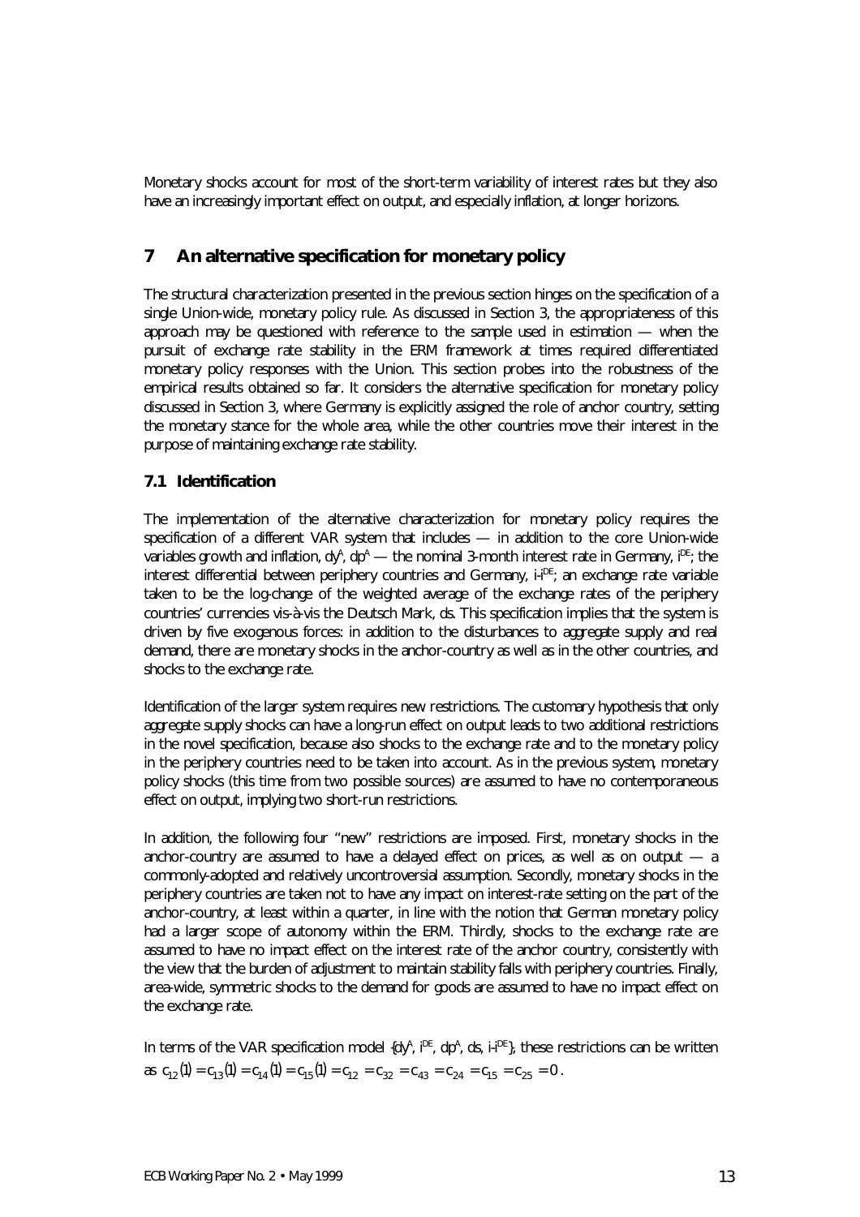Monetary shocks account for most of the short-term variability of interest rates but they also have an increasingly important effect on output, and especially inflation, at longer horizons.

## 7 An alternative specification for monetary policy

The structural characterization presented in the previous section hinges on the specification of a single Union-wide, monetary policy rule. As discussed in Section 3, the appropriateness of this approach may be questioned with reference to the sample used in estimation — when the pursuit of exchange rate stability in the ERM framework at times required differentiated monetary policy responses with the Union. This section probes into the robustness of the empirical results obtained so far. It considers the alternative specification for monetary policy discussed in Section 3, where Germany is explicitly assigned the role of anchor country, setting the monetary stance for the whole area, while the other countries move their interest in the purpose of maintaining exchange rate stability.

### 7.1 Identification

The implementation of the alternative characterization for monetary policy requires the specification of a different VAR system that includes — in addition to the core Union-wide variables growth and inflation, $dy^A$, $dp^A$ — the nominal 3-month interest rate in Germany, $i^{DE}$; the interest differential between periphery countries and Germany, $i\text{-}i^{DE}$; an exchange rate variable taken to be the log-change of the weighted average of the exchange rates of the periphery countries' currencies vis-à-vis the Deutsch Mark, ds. This specification implies that the system is driven by five exogenous forces: in addition to the disturbances to aggregate supply and real demand, there are monetary shocks in the anchor-country as well as in the other countries, and shocks to the exchange rate.

Identification of the larger system requires new restrictions. The customary hypothesis that only aggregate supply shocks can have a long-run effect on output leads to two additional restrictions in the novel specification, because also shocks to the exchange rate and to the monetary policy in the periphery countries need to be taken into account. As in the previous system, monetary policy shocks (this time from two possible sources) are assumed to have no contemporaneous effect on output, implying two short-run restrictions.

In addition, the following four "new" restrictions are imposed. First, monetary shocks in the anchor-country are assumed to have a delayed effect on prices, as well as on output — a commonly-adopted and relatively uncontroversial assumption. Secondly, monetary shocks in the periphery countries are taken not to have any impact on interest-rate setting on the part of the anchor-country, at least within a quarter, in line with the notion that German monetary policy had a larger scope of autonomy within the ERM. Thirdly, shocks to the exchange rate are assumed to have no impact effect on the interest rate of the anchor country, consistently with the view that the burden of adjustment to maintain stability falls with periphery countries. Finally, area-wide, symmetric shocks to the demand for goods are assumed to have no impact effect on the exchange rate.

In terms of the VAR specification model $\{dy^A, i^{DE}, dp^A, ds, i\text{-}i^{DE}\}$, these restrictions can be written as $c_{12}(1) = c_{13}(1) = c_{14}(1) = c_{15}(1) = c_{12} = c_{32} = c_{43} = c_{24} = c_{15} = c_{25} = 0$.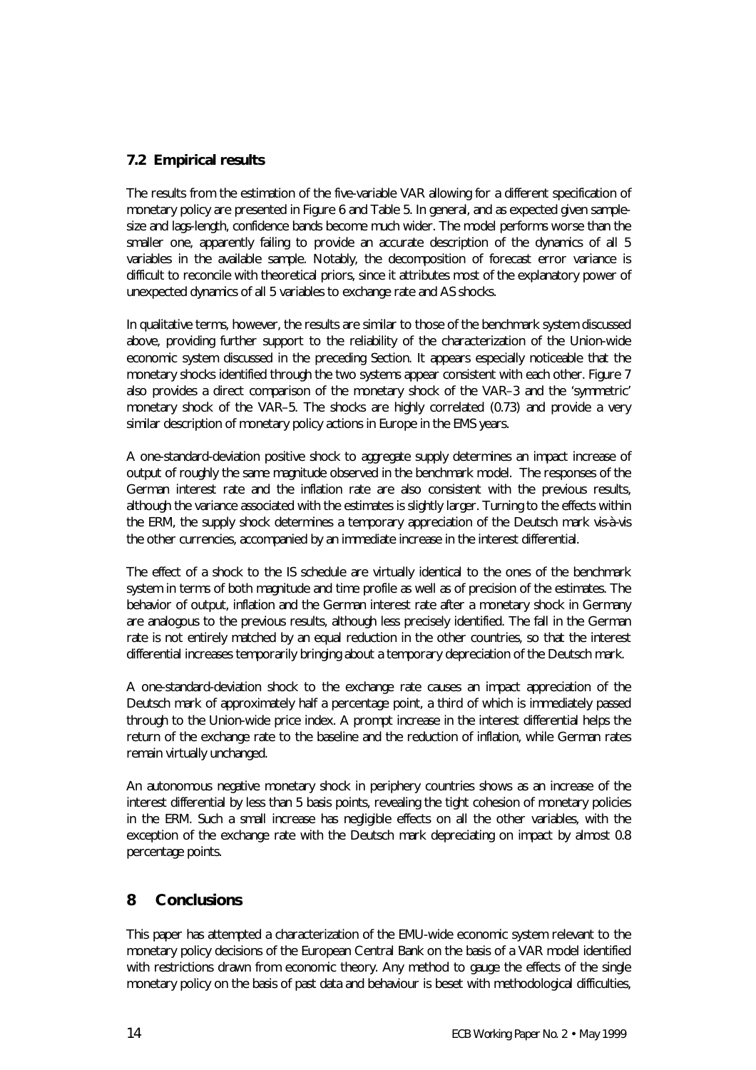### 7.2 Empirical results

The results from the estimation of the five-variable VAR allowing for a different specification of monetary policy are presented in Figure 6 and Table 5. In general, and as expected given sample-size and lags-length, confidence bands become much wider. The model performs worse than the smaller one, apparently failing to provide an accurate description of the dynamics of all 5 variables in the available sample. Notably, the decomposition of forecast error variance is difficult to reconcile with theoretical priors, since it attributes most of the explanatory power of unexpected dynamics of all 5 variables to exchange rate and AS shocks.

In qualitative terms, however, the results are similar to those of the benchmark system discussed above, providing further support to the reliability of the characterization of the Union-wide economic system discussed in the preceding Section. It appears especially noticeable that the monetary shocks identified through the two systems appear consistent with each other. Figure 7 also provides a direct comparison of the monetary shock of the VAR–3 and the 'symmetric' monetary shock of the VAR–5. The shocks are highly correlated (0.73) and provide a very similar description of monetary policy actions in Europe in the EMS years.

A one-standard-deviation positive shock to aggregate supply determines an impact increase of output of roughly the same magnitude observed in the benchmark model. The responses of the German interest rate and the inflation rate are also consistent with the previous results, although the variance associated with the estimates is slightly larger. Turning to the effects within the ERM, the supply shock determines a temporary appreciation of the Deutsch mark vis-à-vis the other currencies, accompanied by an immediate increase in the interest differential.

The effect of a shock to the IS schedule are virtually identical to the ones of the benchmark system in terms of both magnitude and time profile as well as of precision of the estimates. The behavior of output, inflation and the German interest rate after a monetary shock in Germany are analogous to the previous results, although less precisely identified. The fall in the German rate is not entirely matched by an equal reduction in the other countries, so that the interest differential increases temporarily bringing about a temporary depreciation of the Deutsch mark.

A one-standard-deviation shock to the exchange rate causes an impact appreciation of the Deutsch mark of approximately half a percentage point, a third of which is immediately passed through to the Union-wide price index. A prompt increase in the interest differential helps the return of the exchange rate to the baseline and the reduction of inflation, while German rates remain virtually unchanged.

An autonomous negative monetary shock in periphery countries shows as an increase of the interest differential by less than 5 basis points, revealing the tight cohesion of monetary policies in the ERM. Such a small increase has negligible effects on all the other variables, with the exception of the exchange rate with the Deutsch mark depreciating on impact by almost 0.8 percentage points.

## 8 Conclusions

This paper has attempted a characterization of the EMU-wide economic system relevant to the monetary policy decisions of the European Central Bank on the basis of a VAR model identified with restrictions drawn from economic theory. Any method to gauge the effects of the single monetary policy on the basis of past data and behaviour is beset with methodological difficulties,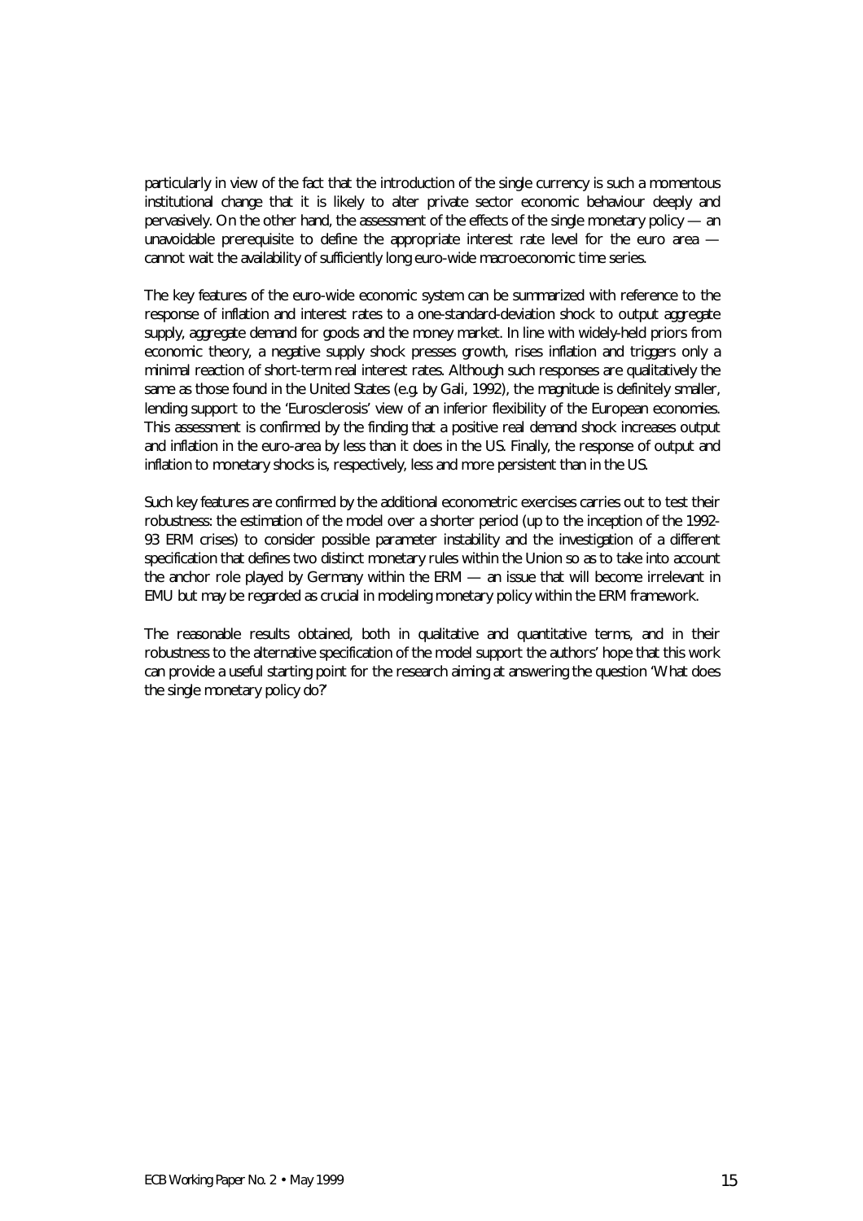particularly in view of the fact that the introduction of the single currency is such a momentous institutional change that it is likely to alter private sector economic behaviour deeply and pervasively. On the other hand, the assessment of the effects of the single monetary policy — an unavoidable prerequisite to define the appropriate interest rate level for the euro area — cannot wait the availability of sufficiently long euro-wide macroeconomic time series.

The key features of the euro-wide economic system can be summarized with reference to the response of inflation and interest rates to a one-standard-deviation shock to output aggregate supply, aggregate demand for goods and the money market. In line with widely-held priors from economic theory, a negative supply shock presses growth, rises inflation and triggers only a minimal reaction of short-term real interest rates. Although such responses are qualitatively the same as those found in the United States (e.g. by Gali, 1992), the magnitude is definitely smaller, lending support to the 'Eurosclerosis' view of an inferior flexibility of the European economies. This assessment is confirmed by the finding that a positive real demand shock increases output and inflation in the euro-area by less than it does in the US. Finally, the response of output and inflation to monetary shocks is, respectively, less and more persistent than in the US.

Such key features are confirmed by the additional econometric exercises carries out to test their robustness: the estimation of the model over a shorter period (up to the inception of the 1992-93 ERM crises) to consider possible parameter instability and the investigation of a different specification that defines two distinct monetary rules within the Union so as to take into account the anchor role played by Germany within the ERM — an issue that will become irrelevant in EMU but may be regarded as crucial in modeling monetary policy within the ERM framework.

The reasonable results obtained, both in qualitative and quantitative terms, and in their robustness to the alternative specification of the model support the authors' hope that this work can provide a useful starting point for the research aiming at answering the question 'What does the single monetary policy do?'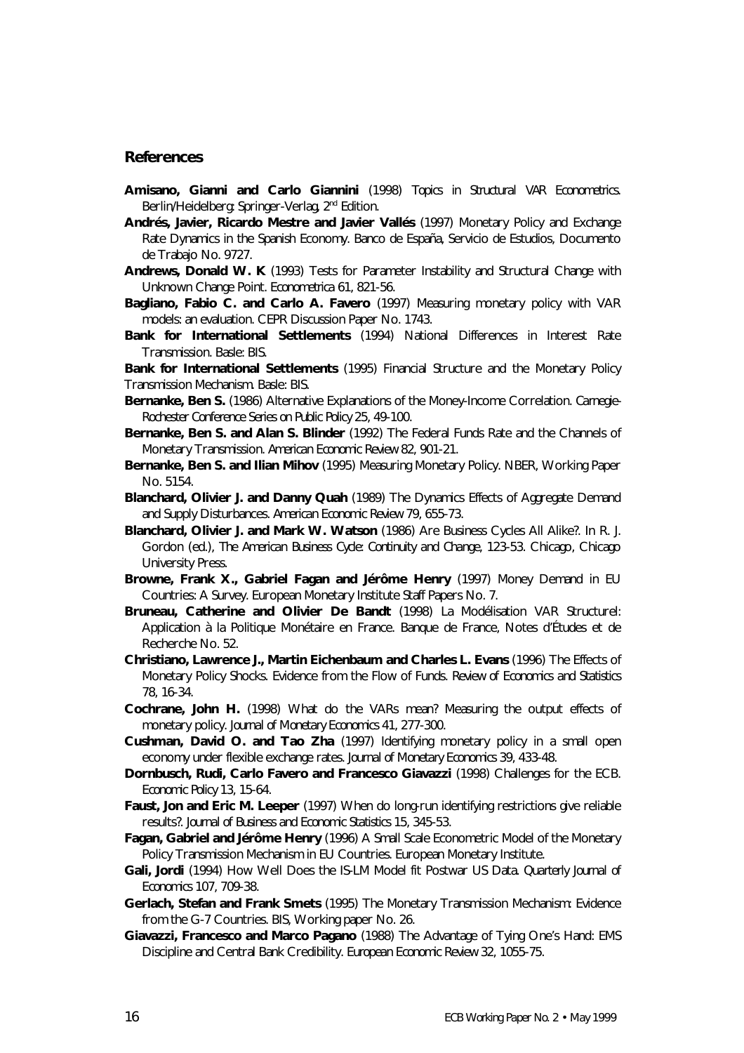## References

**Amisano, Gianni and Carlo Giannini** (1998) Topics in Structural VAR Econometrics. Berlin/Heidelberg: Springer-Verlag, 2nd Edition.

**Andrés, Javier, Ricardo Mestre and Javier Vallés** (1997) Monetary Policy and Exchange Rate Dynamics in the Spanish Economy. Banco de España, Servicio de Estudios, Documento de Trabajo No. 9727.

**Andrews, Donald W. K** (1993) Tests for Parameter Instability and Structural Change with Unknown Change Point. *Econometrica* 61, 821-56.

**Bagliano, Fabio C. and Carlo A. Favero** (1997) Measuring monetary policy with VAR models: an evaluation. CEPR Discussion Paper No. 1743.

**Bank for International Settlements** (1994) National Differences in Interest Rate Transmission. Basle: BIS.

**Bank for International Settlements** (1995) Financial Structure and the Monetary Policy Transmission Mechanism. Basle: BIS.

**Bernanke, Ben S.** (1986) Alternative Explanations of the Money-Income Correlation. *Carnegie-Rochester Conference Series on Public Policy* 25, 49-100.

**Bernanke, Ben S. and Alan S. Blinder** (1992) The Federal Funds Rate and the Channels of Monetary Transmission. *American Economic Review* 82, 901-21.

**Bernanke, Ben S. and Ilian Mihov** (1995) Measuring Monetary Policy. NBER, Working Paper No. 5154.

**Blanchard, Olivier J. and Danny Quah** (1989) The Dynamics Effects of Aggregate Demand and Supply Disturbances. *American Economic Review* 79, 655-73.

**Blanchard, Olivier J. and Mark W. Watson** (1986) Are Business Cycles All Alike?. In R. J. Gordon (ed.), *The American Business Cycle: Continuity and Change*, 123-53. Chicago, Chicago University Press.

**Browne, Frank X., Gabriel Fagan and Jérôme Henry** (1997) Money Demand in EU Countries: A Survey. European Monetary Institute Staff Papers No. 7.

**Bruneau, Catherine and Olivier De Bandt** (1998) La Modélisation VAR Structurel: Application à la Politique Monétaire en France. Banque de France, Notes d'Études et de Recherche No. 52.

**Christiano, Lawrence J., Martin Eichenbaum and Charles L. Evans** (1996) The Effects of Monetary Policy Shocks. Evidence from the Flow of Funds. *Review of Economics and Statistics* 78, 16-34.

**Cochrane, John H.** (1998) What do the VARs mean? Measuring the output effects of monetary policy. *Journal of Monetary Economics* 41, 277-300.

**Cushman, David O. and Tao Zha** (1997) Identifying monetary policy in a small open economy under flexible exchange rates. *Journal of Monetary Economics* 39, 433-48.

**Dornbusch, Rudi, Carlo Favero and Francesco Giavazzi** (1998) Challenges for the ECB. *Economic Policy* 13, 15-64.

**Faust, Jon and Eric M. Leeper** (1997) When do long-run identifying restrictions give reliable results?. *Journal of Business and Economic Statistics* 15, 345-53.

**Fagan, Gabriel and Jérôme Henry** (1996) A Small Scale Econometric Model of the Monetary Policy Transmission Mechanism in EU Countries. European Monetary Institute.

**Gali, Jordi** (1994) How Well Does the IS-LM Model fit Postwar US Data. *Quarterly Journal of Economics* 107, 709-38.

**Gerlach, Stefan and Frank Smets** (1995) The Monetary Transmission Mechanism: Evidence from the G-7 Countries. BIS, Working paper No. 26.

**Giavazzi, Francesco and Marco Pagano** (1988) The Advantage of Tying One's Hand: EMS Discipline and Central Bank Credibility. *European Economic Review* 32, 1055-75.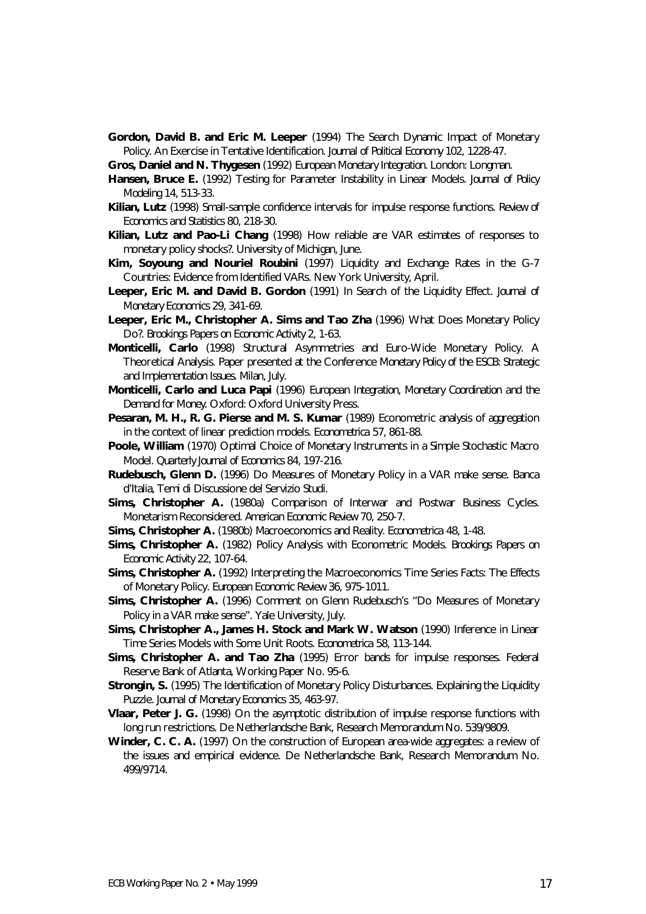**Gordon, David B. and Eric M. Leeper** (1994) The Search Dynamic Impact of Monetary Policy. An Exercise in Tentative Identification. *Journal of Political Economy* 102, 1228-47.

**Gros, Daniel and N. Thygesen** (1992) *European Monetary Integration*. London: Longman.

**Hansen, Bruce E.** (1992) Testing for Parameter Instability in Linear Models. *Journal of Policy Modeling* 14, 513-33.

**Kilian, Lutz** (1998) Small-sample confidence intervals for impulse response functions. *Review of Economics and Statistics* 80, 218-30.

**Kilian, Lutz and Pao-Li Chang** (1998) How reliable are VAR estimates of responses to monetary policy shocks?. University of Michigan, June.

**Kim, Soyoung and Nouriel Roubini** (1997) Liquidity and Exchange Rates in the G-7 Countries: Evidence from Identified VARs. New York University, April.

**Leeper, Eric M. and David B. Gordon** (1991) In Search of the Liquidity Effect. *Journal of Monetary Economics* 29, 341-69.

**Leeper, Eric M., Christopher A. Sims and Tao Zha** (1996) What Does Monetary Policy Do?. *Brookings Papers on Economic Activity* 2, 1-63.

**Monticelli, Carlo** (1998) Structural Asymmetries and Euro-Wide Monetary Policy. A Theoretical Analysis. Paper presented at the Conference *Monetary Policy of the ESCB: Strategic and Implementation Issues*. Milan, July.

**Monticelli, Carlo and Luca Papi** (1996) *European Integration, Monetary Coordination and the Demand for Money*. Oxford: Oxford University Press.

**Pesaran, M. H., R. G. Pierse and M. S. Kumar** (1989) Econometric analysis of aggregation in the context of linear prediction models. *Econometrica* 57, 861-88.

**Poole, William** (1970) Optimal Choice of Monetary Instruments in a Simple Stochastic Macro Model. *Quarterly Journal of Economics* 84, 197-216.

**Rudebusch, Glenn D.** (1996) Do Measures of Monetary Policy in a VAR make sense. Banca d'Italia, *Temi di Discussione del Servizio Studi*.

**Sims, Christopher A.** (1980a) Comparison of Interwar and Postwar Business Cycles. Monetarism Reconsidered. *American Economic Review* 70, 250-7.

**Sims, Christopher A.** (1980b) Macroeconomics and Reality. *Econometrica* 48, 1-48.

**Sims, Christopher A.** (1982) Policy Analysis with Econometric Models. *Brookings Papers on Economic Activity* 22, 107-64.

**Sims, Christopher A.** (1992) Interpreting the Macroeconomics Time Series Facts: The Effects of Monetary Policy. *European Economic Review* 36, 975-1011.

**Sims, Christopher A.** (1996) Comment on Glenn Rudebusch's "Do Measures of Monetary Policy in a VAR make sense". Yale University, July.

**Sims, Christopher A., James H. Stock and Mark W. Watson** (1990) Inference in Linear Time Series Models with Some Unit Roots. *Econometrica* 58, 113-144.

**Sims, Christopher A. and Tao Zha** (1995) Error bands for impulse responses. Federal Reserve Bank of Atlanta, Working Paper No. 95-6.

**Strongin, S.** (1995) The Identification of Monetary Policy Disturbances. Explaining the Liquidity Puzzle. *Journal of Monetary Economics* 35, 463-97.

**Vlaar, Peter J. G.** (1998) On the asymptotic distribution of impulse response functions with long run restrictions. De Netherlandsche Bank, Research Memorandum No. 539/9809.

**Winder, C. C. A.** (1997) On the construction of European area-wide aggregates: a review of the issues and empirical evidence. De Netherlandsche Bank, Research Memorandum No. 499/9714.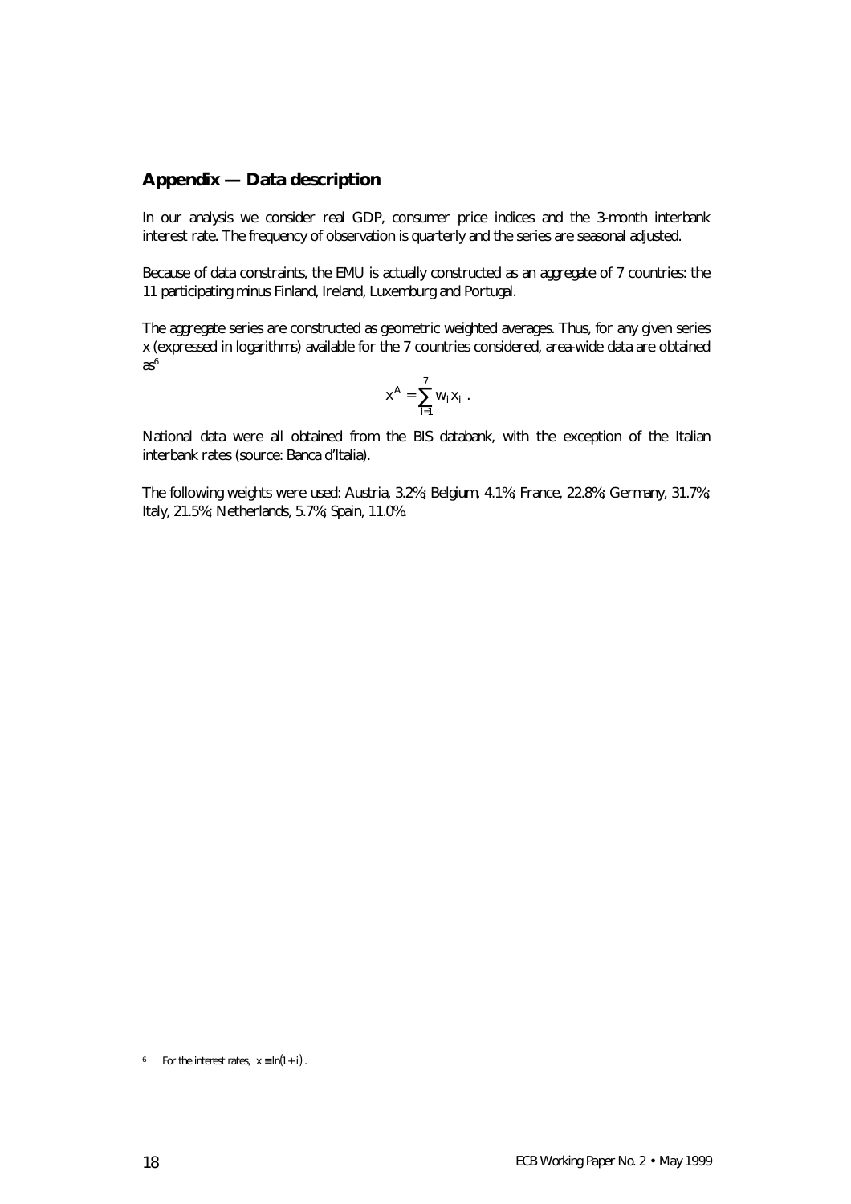## Appendix — Data description

In our analysis we consider real GDP, consumer price indices and the 3-month interbank interest rate. The frequency of observation is quarterly and the series are seasonal adjusted.

Because of data constraints, the EMU is actually constructed as an aggregate of 7 countries: the 11 participating minus Finland, Ireland, Luxemburg and Portugal.

The aggregate series are constructed as geometric weighted averages. Thus, for any given series x (expressed in logarithms) available for the 7 countries considered, area-wide data are obtained as[6]

$$x^A = \sum_{i=1}^{7} w_i x_i \ .$$

National data were all obtained from the BIS databank, with the exception of the Italian interbank rates (source: Banca d'Italia).

The following weights were used: Austria, 3.2%; Belgium, 4.1%; France, 22.8%; Germany, 31.7%; Italy, 21.5%; Netherlands, 5.7%; Spain, 11.0%.

[6] For the interest rates, $x \equiv \ln(1+i)$.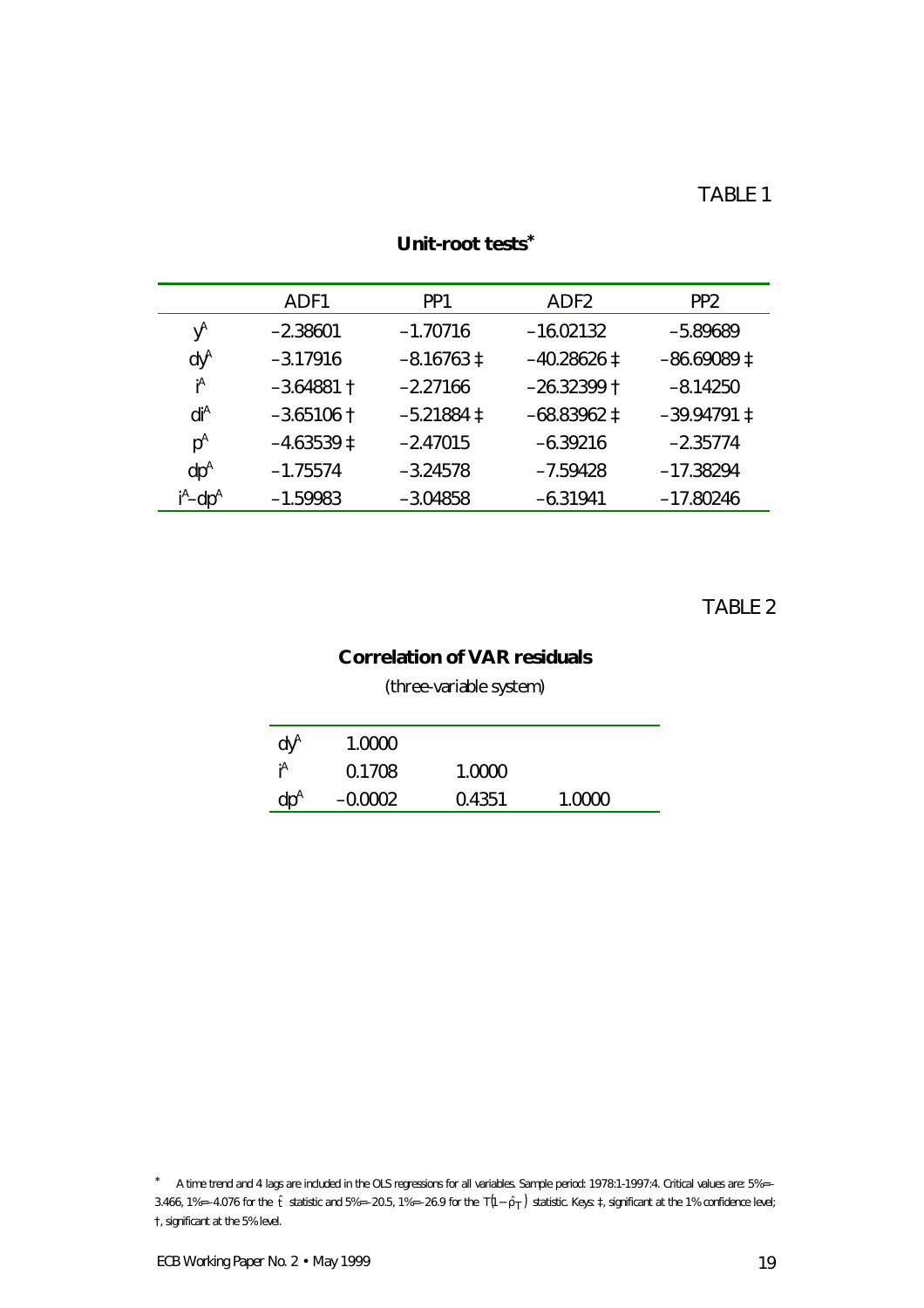TABLE 1

## Unit-root tests*

| | ADF1 | PP1 | ADF2 | PP2 |
|---|---|---|---|---|
| $y^A$ | −2.38601 | −1.70716 | −16.02132 | −5.89689 |
| $dy^A$ | −3.17916 | −8.16763 ‡ | −40.28626 ‡ | −86.69089 ‡ |
| $i^A$ | −3.64881 † | −2.27166 | −26.32399 † | −8.14250 |
| $di^A$ | −3.65106 † | −5.21884 ‡ | −68.83962 ‡ | −39.94791 ‡ |
| $p^A$ | −4.63539 ‡ | −2.47015 | −6.39216 | −2.35774 |
| $dp^A$ | −1.75574 | −3.24578 | −7.59428 | −17.38294 |
| $i^A$–$dp^A$ | −1.59983 | −3.04858 | −6.31941 | −17.80246 |

TABLE 2

## Correlation of VAR residuals

(three-variable system)

| | | | |
|---|---|---|---|
| $dy^A$ | 1.0000 | | |
| $i^A$ | 0.1708 | 1.0000 | |
| $dp^A$ | −0.0002 | 0.4351 | 1.0000 |

* A time trend and 4 lags are included in the OLS regressions for all variables. Sample period: 1978:1-1997:4. Critical values are: 5%=-3.466, 1%=-4.076 for the $\hat{t}$ statistic and 5%=-20.5, 1%=-26.9 for the $T(1-\hat{\rho}_T)$ statistic. Keys: ‡, significant at the 1% confidence level; †, significant at the 5% level.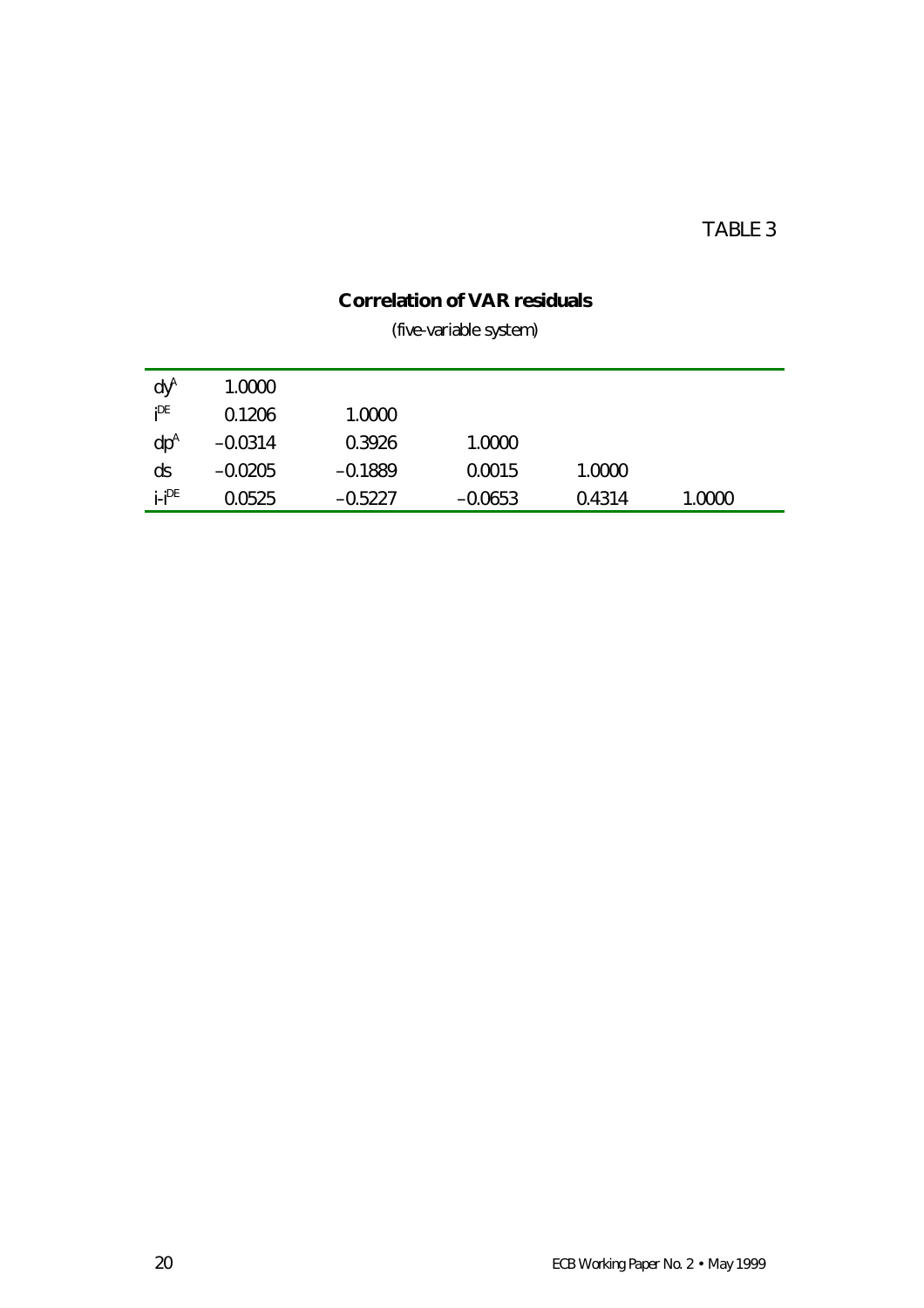TABLE 3

**Correlation of VAR residuals**

(five-variable system)

| | | | | | |
|---|---|---|---|---|---|
| $dy^A$ | 1.0000 | | | | |
| $i^{DE}$ | 0.1206 | 1.0000 | | | |
| $dp^A$ | −0.0314 | 0.3926 | 1.0000 | | |
| $ds$ | −0.0205 | −0.1889 | 0.0015 | 1.0000 | |
| $i\text{-}i^{DE}$ | 0.0525 | −0.5227 | −0.0653 | 0.4314 | 1.0000 |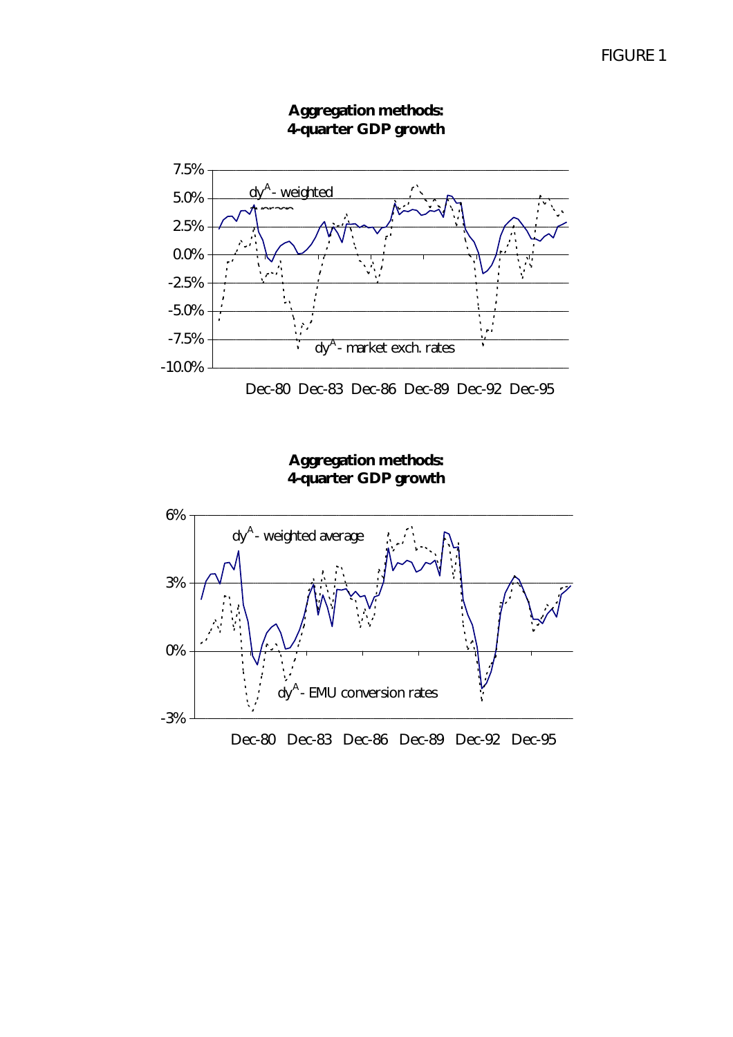FIGURE 1

**Aggregation methods:**
**4-quarter GDP growth**

7.5%
5.0%
2.5%
0.0%
-2.5%
-5.0%
-7.5%
-10.0%

$dy^A$ - weighted average

$dy^A$ - market exch. rates

Dec-80 Dec-83 Dec-86 Dec-89 Dec-92 Dec-95

**Aggregation methods:**
**4-quarter GDP growth**

6%
3%
0%
-3%

$dy^A$ - weighted average

$dy^A$ - EMU conversion rates

Dec-80 Dec-83 Dec-86 Dec-89 Dec-92 Dec-95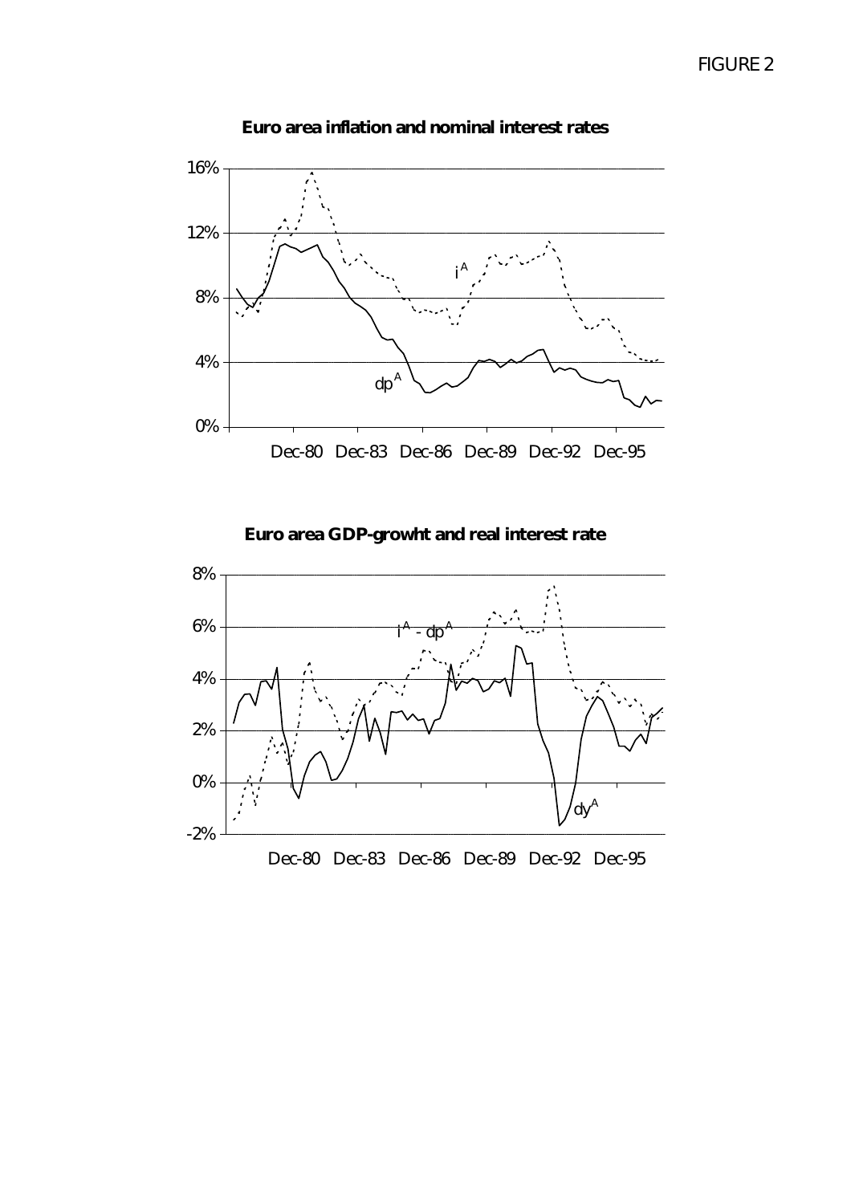FIGURE 2

**Euro area inflation and nominal interest rates**

16%
12%
8%
4%
0%

$i^A$

$dp^A$

Dec-80 Dec-83 Dec-86 Dec-89 Dec-92 Dec-95

**Euro area GDP-growht and real interest rate**

8%
6%
4%
2%
0%
-2%

$i^A - dp^A$

$dy^A$

Dec-80 Dec-83 Dec-86 Dec-89 Dec-92 Dec-95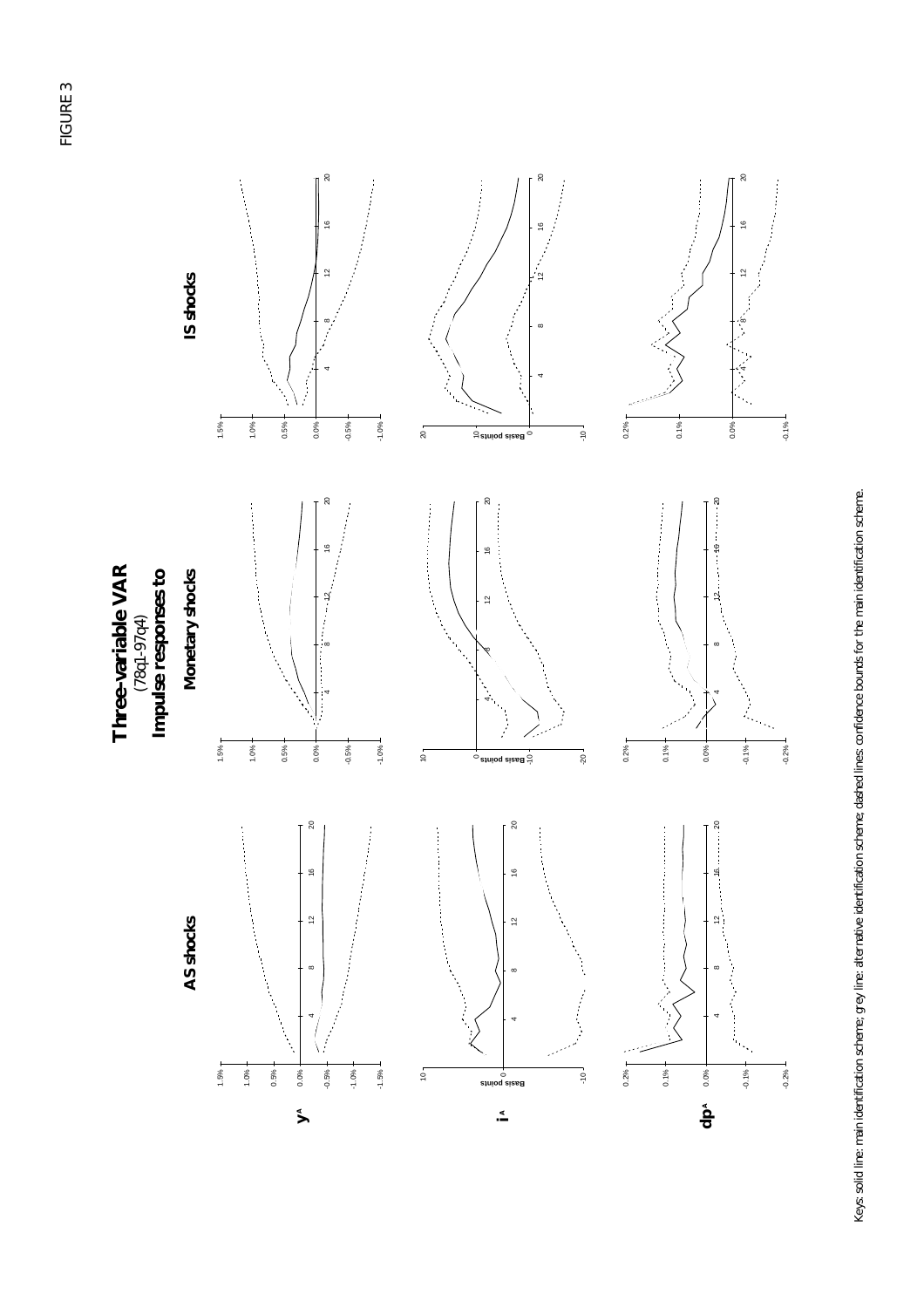FIGURE 3

# Three-variable VAR

(78q1-97q4)

## Impulse responses to

**AS shocks** | **Monetary shocks** | **IS shocks**

Rows: $y^A$, $i^A$, $dp^A$

Keys: solid line: main identification scheme; grey line: alternative identification scheme; dashed lines: confidence bounds for the main identification scheme.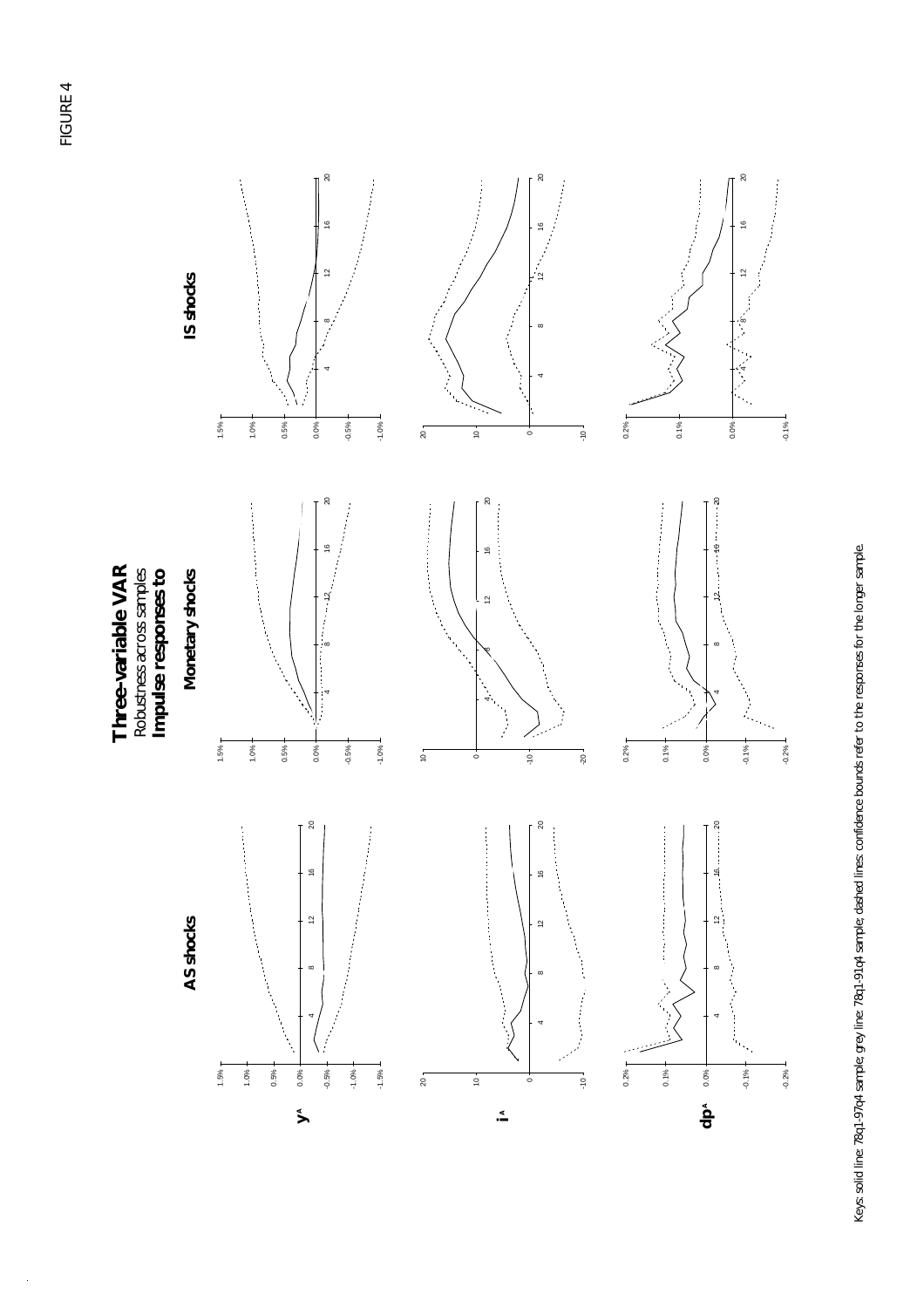FIGURE 4

# Three-variable VAR

Robustness across samples

**Impulse responses to**

| | AS shocks | Monetary shocks | IS shocks |
|---|---|---|---|
| $y^A$ | | | |
| $i^A$ | | | |
| $dp^A$ | | | |

Keys: solid line: 78q1-97q4 sample; grey line: 78q1-91q4 sample; dashed lines: confidence bounds refer to the responses for the longer sample.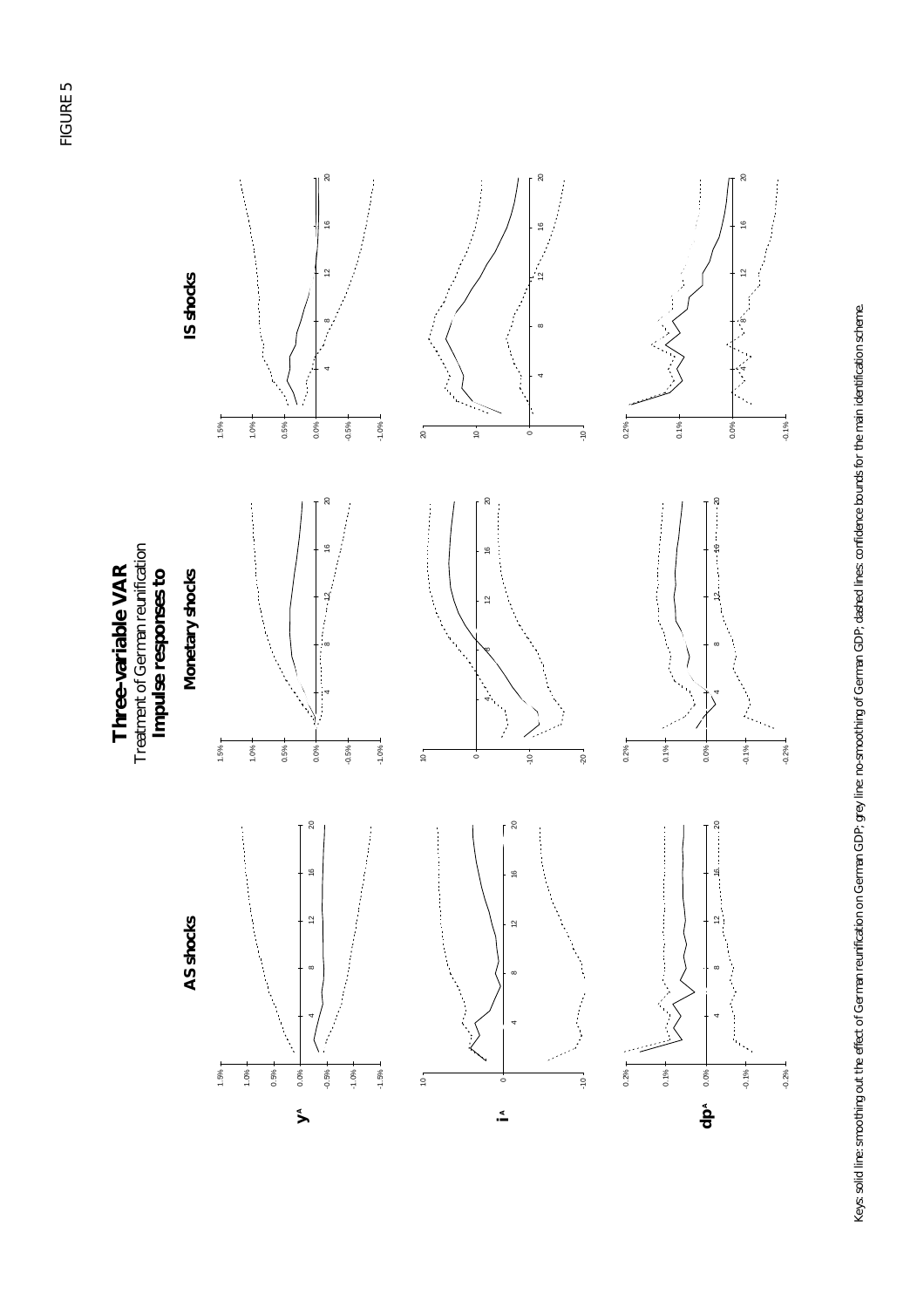FIGURE 5

# Three-variable VAR

Treatment of German reunification

**Impulse responses to**

**AS shocks** | **Monetary shocks** | **IS shocks**

Rows: $y^A$, $i^A$, $dp^A$

Keys: solid line: smoothing out the effect of German reunification on German GDP; grey line: no-smoothing of German GDP; dashed lines: confidence bounds for the main identification scheme.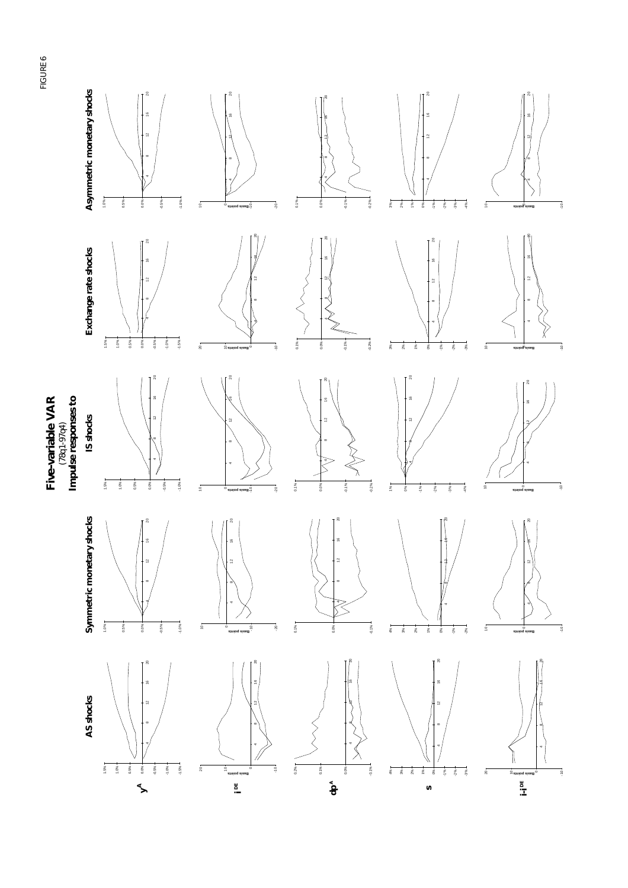FIGURE 6

# Five-variable VAR

(78q1-97q4)

**Impulse responses to**

**AS shocks** | **Symmetric monetary shocks** | **IS shocks** | **Exchange rate shocks** | **Asymmetric monetary shocks**

$y^A$

$i^{DE}$

$dp^A$

$s$

$i - i^{DE}$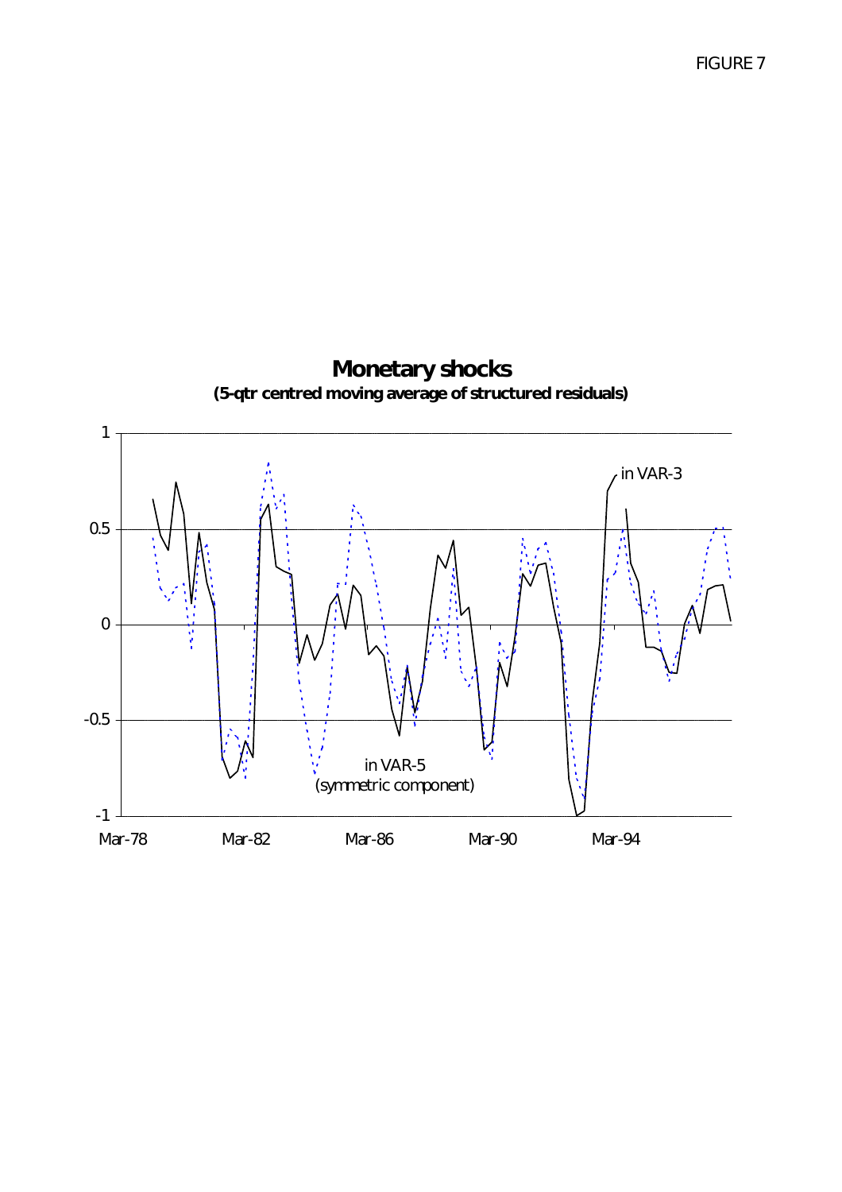FIGURE 7

**Monetary shocks**
**(5-qtr centred moving average of structured residuals)**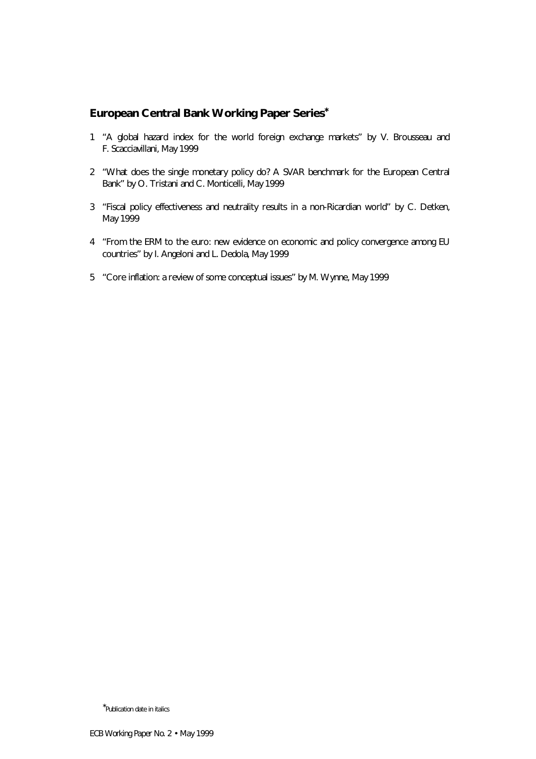## European Central Bank Working Paper Series*

1. "A global hazard index for the world foreign exchange markets" by V. Brousseau and F. Scacciavillani, May 1999

2. "What does the single monetary policy do? A SVAR benchmark for the European Central Bank" by O. Tristani and C. Monticelli, May 1999

3. "Fiscal policy effectiveness and neutrality results in a non-Ricardian world" by C. Detken, May 1999

4. "From the ERM to the euro: new evidence on economic and policy convergence among EU countries" by I. Angeloni and L. Dedola, May 1999

5. "Core inflation: a review of some conceptual issues" by M. Wynne, May 1999

*Publication date in italics